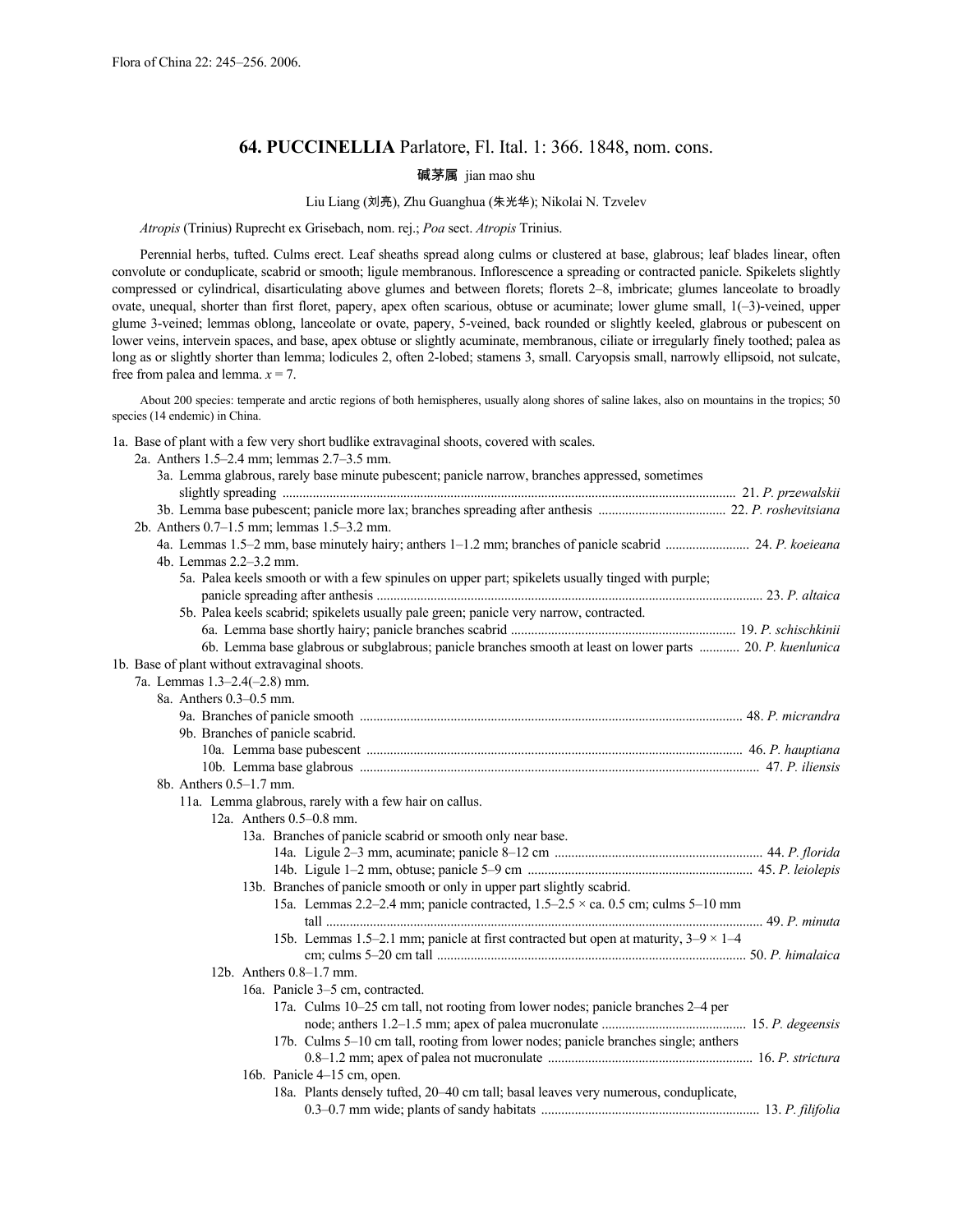Flora of China 22: 245–256. 2006.

## 64. PUCCINELLIA Parlatore, Fl. Ital. 1: 366. 1848, nom. cons.

**碱茅属** jian mao shu

Liu Liang (刘亮), Zhu Guanghua (朱光华); Nikolai N. Tzvelev

*Atropis* (Trinius) Ruprecht ex Grisebach, nom. rej.; *Poa* sect. *Atropis* Trinius.

Perennial herbs, tufted. Culms erect. Leaf sheaths spread along culms or clustered at base, glabrous; leaf blades linear, often convolute or conduplicate, scabrid or smooth; ligule membranous. Inflorescence a spreading or contracted panicle. Spikelets slightly compressed or cylindrical, disarticulating above glumes and between florets; florets 2–8, imbricate; glumes lanceolate to broadly ovate, unequal, shorter than first floret, papery, apex often scarious, obtuse or acuminate; lower glume small, 1(–3)-veined, upper glume 3-veined; lemmas oblong, lanceolate or ovate, papery, 5-veined, back rounded or slightly keeled, glabrous or pubescent on lower veins, intervein spaces, and base, apex obtuse or slightly acuminate, membranous, ciliate or irregularly finely toothed; palea as long as or slightly shorter than lemma; lodicules 2, often 2-lobed; stamens 3, small. Caryopsis small, narrowly ellipsoid, not sulcate, free from palea and lemma. $x = 7$.

About 200 species: temperate and arctic regions of both hemispheres, usually along shores of saline lakes, also on mountains in the tropics; 50 species (14 endemic) in China.

1a. Base of plant with a few very short budlike extravaginal shoots, covered with scales.
  2a. Anthers 1.5–2.4 mm; lemmas 2.7–3.5 mm.
    3a. Lemma glabrous, rarely base minute pubescent; panicle narrow, branches appressed, sometimes slightly spreading .......... 21. *P. przewalskii*
    3b. Lemma base pubescent; panicle more lax; branches spreading after anthesis .......... 22. *P. roshevitsiana*
  2b. Anthers 0.7–1.5 mm; lemmas 1.5–3.2 mm.
    4a. Lemmas 1.5–2 mm, base minutely hairy; anthers 1–1.2 mm; branches of panicle scabrid .......... 24. *P. koeieana*
    4b. Lemmas 2.2–3.2 mm.
      5a. Palea keels smooth or with a few spinules on upper part; spikelets usually tinged with purple; panicle spreading after anthesis .......... 23. *P. altaica*
      5b. Palea keels scabrid; spikelets usually pale green; panicle very narrow, contracted.
        6a. Lemma base shortly hairy; panicle branches scabrid .......... 19. *P. schischkinii*
        6b. Lemma base glabrous or subglabrous; panicle branches smooth at least on lower parts .......... 20. *P. kuenlunica*
1b. Base of plant without extravaginal shoots.
  7a. Lemmas 1.3–2.4(–2.8) mm.
    8a. Anthers 0.3–0.5 mm.
      9a. Branches of panicle smooth .......... 48. *P. micrandra*
      9b. Branches of panicle scabrid.
        10a. Lemma base pubescent .......... 46. *P. hauptiana*
        10b. Lemma base glabrous .......... 47. *P. iliensis*
    8b. Anthers 0.5–1.7 mm.
      11a. Lemma glabrous, rarely with a few hair on callus.
        12a. Anthers 0.5–0.8 mm.
          13a. Branches of panicle scabrid or smooth only near base.
            14a. Ligule 2–3 mm, acuminate; panicle 8–12 cm .......... 44. *P. florida*
            14b. Ligule 1–2 mm, obtuse; panicle 5–9 cm .......... 45. *P. leiolepis*
          13b. Branches of panicle smooth or only in upper part slightly scabrid.
            15a. Lemmas 2.2–2.4 mm; panicle contracted, 1.5–2.5 × ca. 0.5 cm; culms 5–10 mm tall .......... 49. *P. minuta*
            15b. Lemmas 1.5–2.1 mm; panicle at first contracted but open at maturity, 3–9 × 1–4 cm; culms 5–20 cm tall .......... 50. *P. himalaica*
        12b. Anthers 0.8–1.7 mm.
          16a. Panicle 3–5 cm, contracted.
            17a. Culms 10–25 cm tall, not rooting from lower nodes; panicle branches 2–4 per node; anthers 1.2–1.5 mm; apex of palea mucronulate .......... 15. *P. degeensis*
            17b. Culms 5–10 cm tall, rooting from lower nodes; panicle branches single; anthers 0.8–1.2 mm; apex of palea not mucronulate .......... 16. *P. strictura*
          16b. Panicle 4–15 cm, open.
            18a. Plants densely tufted, 20–40 cm tall; basal leaves very numerous, conduplicate, 0.3–0.7 mm wide; plants of sandy habitats .......... 13. *P. filifolia*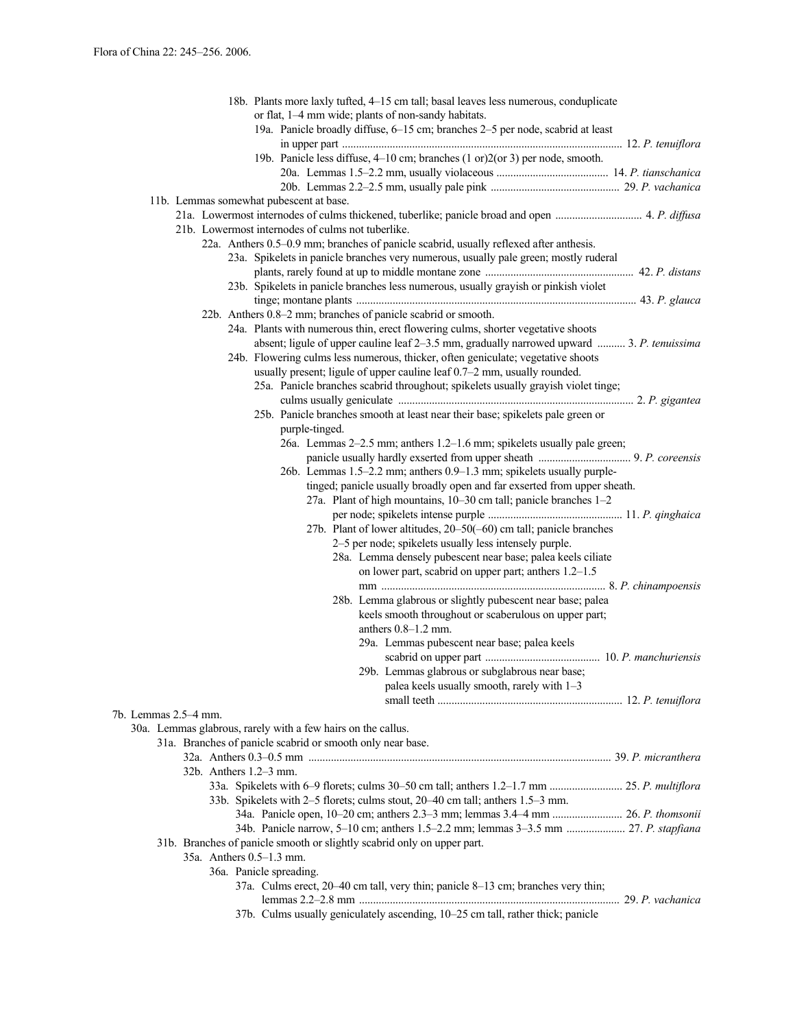18b. Plants more laxly tufted, 4–15 cm tall; basal leaves less numerous, conduplicate or flat, 1–4 mm wide; plants of non-sandy habitats.

19a. Panicle broadly diffuse, 6–15 cm; branches 2–5 per node, scabrid at least in upper part .................................................................................................. 12. *P. tenuiflora*

19b. Panicle less diffuse, 4–10 cm; branches (1 or)2(or 3) per node, smooth.

20a. Lemmas 1.5–2.2 mm, usually violaceous ....................................... 14. *P. tianschanica*

20b. Lemmas 2.2–2.5 mm, usually pale pink ............................................ 29. *P. vachanica*

11b. Lemmas somewhat pubescent at base.

21a. Lowermost internodes of culms thickened, tuberlike; panicle broad and open .............................. 4. *P. diffusa*

21b. Lowermost internodes of culms not tuberlike.

22a. Anthers 0.5–0.9 mm; branches of panicle scabrid, usually reflexed after anthesis.

23a. Spikelets in panicle branches very numerous, usually pale green; mostly ruderal plants, rarely found at up to middle montane zone .................................................... 42. *P. distans*

23b. Spikelets in panicle branches less numerous, usually grayish or pinkish violet tinge; montane plants .................................................................................................. 43. *P. glauca*

22b. Anthers 0.8–2 mm; branches of panicle scabrid or smooth.

24a. Plants with numerous thin, erect flowering culms, shorter vegetative shoots absent; ligule of upper cauline leaf 2–3.5 mm, gradually narrowed upward .......... 3. *P. tenuissima*

24b. Flowering culms less numerous, thicker, often geniculate; vegetative shoots usually present; ligule of upper cauline leaf 0.7–2 mm, usually rounded.

25a. Panicle branches scabrid throughout; spikelets usually grayish violet tinge; culms usually geniculate .................................................................................. 2. *P. gigantea*

25b. Panicle branches smooth at least near their base; spikelets pale green or purple-tinged.

26a. Lemmas 2–2.5 mm; anthers 1.2–1.6 mm; spikelets usually pale green; panicle usually hardly exserted from upper sheath ................................ 9. *P. coreensis*

26b. Lemmas 1.5–2.2 mm; anthers 0.9–1.3 mm; spikelets usually purple-tinged; panicle usually broadly open and far exserted from upper sheath.

27a. Plant of high mountains, 10–30 cm tall; panicle branches 1–2 per node; spikelets intense purple ............................................... 11. *P. qinghaica*

27b. Plant of lower altitudes, 20–50(–60) cm tall; panicle branches 2–5 per node; spikelets usually less intensely purple.

28a. Lemma densely pubescent near base; palea keels ciliate on lower part, scabrid on upper part; anthers 1.2–1.5 mm ............................................................................... 8. *P. chinampoensis*

28b. Lemma glabrous or slightly pubescent near base; palea keels smooth throughout or scaberulous on upper part; anthers 0.8–1.2 mm.

29a. Lemmas pubescent near base; palea keels scabrid on upper part ......................................... 10. *P. manchuriensis*

29b. Lemmas glabrous or subglabrous near base; palea keels usually smooth, rarely with 1–3 small teeth ................................................................. 12. *P. tenuiflora*

7b. Lemmas 2.5–4 mm.

30a. Lemmas glabrous, rarely with a few hairs on the callus.

31a. Branches of panicle scabrid or smooth only near base.

32a. Anthers 0.3–0.5 mm ........................................................................................... 39. *P. micranthera*

32b. Anthers 1.2–3 mm.

33a. Spikelets with 6–9 florets; culms 30–50 cm tall; anthers 1.2–1.7 mm .......................... 25. *P. multiflora*

33b. Spikelets with 2–5 florets; culms stout, 20–40 cm tall; anthers 1.5–3 mm.

34a. Panicle open, 10–20 cm; anthers 2.3–3 mm; lemmas 3.4–4 mm ......................... 26. *P. thomsonii*

34b. Panicle narrow, 5–10 cm; anthers 1.5–2.2 mm; lemmas 3–3.5 mm ..................... 27. *P. stapfiana*

31b. Branches of panicle smooth or slightly scabrid only on upper part.

35a. Anthers 0.5–1.3 mm.

36a. Panicle spreading.

37a. Culms erect, 20–40 cm tall, very thin; panicle 8–13 cm; branches very thin; lemmas 2.2–2.8 mm ............................................................................................ 29. *P. vachanica*

37b. Culms usually geniculately ascending, 10–25 cm tall, rather thick; panicle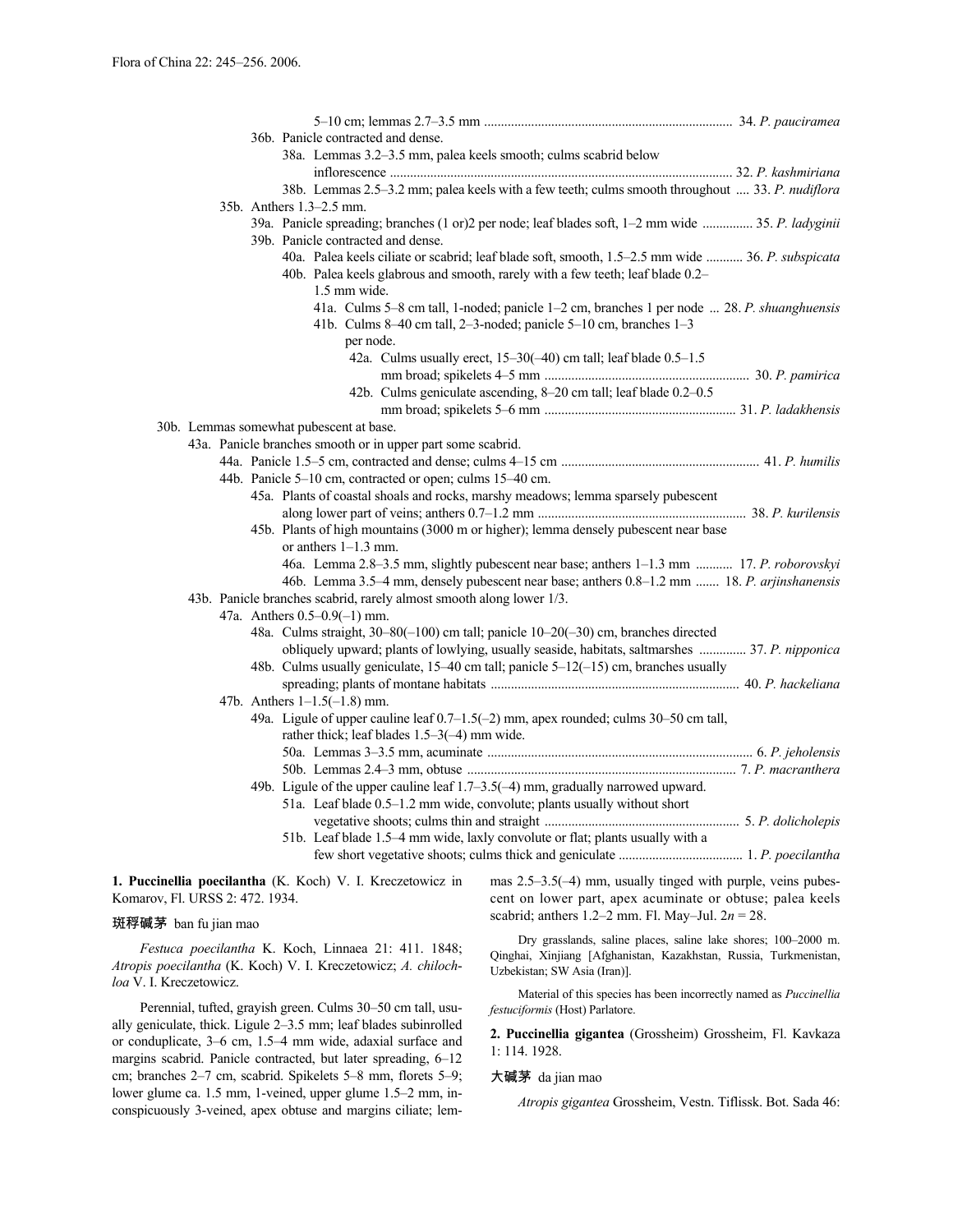5–10 cm; lemmas 2.7–3.5 mm ........................................................................ 34. *P. pauciramea*

36b. Panicle contracted and dense.

38a. Lemmas 3.2–3.5 mm, palea keels smooth; culms scabrid below inflorescence ........................................................................................... 32. *P. kashmiriana*

38b. Lemmas 2.5–3.2 mm; palea keels with a few teeth; culms smooth throughout .... 33. *P. nudiflora*

35b. Anthers 1.3–2.5 mm.

39a. Panicle spreading; branches (1 or)2 per node; leaf blades soft, 1–2 mm wide ............... 35. *P. ladyginii*

39b. Panicle contracted and dense.

40a. Palea keels ciliate or scabrid; leaf blade soft, smooth, 1.5–2.5 mm wide ........... 36. *P. subspicata*

40b. Palea keels glabrous and smooth, rarely with a few teeth; leaf blade 0.2–1.5 mm wide.

41a. Culms 5–8 cm tall, 1-noded; panicle 1–2 cm, branches 1 per node ... 28. *P. shuanghuensis*

41b. Culms 8–40 cm tall, 2–3-noded; panicle 5–10 cm, branches 1–3 per node.

42a. Culms usually erect, 15–30(–40) cm tall; leaf blade 0.5–1.5 mm broad; spikelets 4–5 mm ............................................................ 30. *P. pamirica*

42b. Culms geniculate ascending, 8–20 cm tall; leaf blade 0.2–0.5 mm broad; spikelets 5–6 mm ........................................................ 31. *P. ladakhensis*

30b. Lemmas somewhat pubescent at base.

43a. Panicle branches smooth or in upper part some scabrid.

44a. Panicle 1.5–5 cm, contracted and dense; culms 4–15 cm .......................................................... 41. *P. humilis*

44b. Panicle 5–10 cm, contracted or open; culms 15–40 cm.

45a. Plants of coastal shoals and rocks, marshy meadows; lemma sparsely pubescent along lower part of veins; anthers 0.7–1.2 mm ............................................................ 38. *P. kurilensis*

45b. Plants of high mountains (3000 m or higher); lemma densely pubescent near base or anthers 1–1.3 mm.

46a. Lemma 2.8–3.5 mm, slightly pubescent near base; anthers 1–1.3 mm ........... 17. *P. roborovskyi*

46b. Lemma 3.5–4 mm, densely pubescent near base; anthers 0.8–1.2 mm ....... 18. *P. arjinshanensis*

43b. Panicle branches scabrid, rarely almost smooth along lower 1/3.

47a. Anthers 0.5–0.9(–1) mm.

48a. Culms straight, 30–80(–100) cm tall; panicle 10–20(–30) cm, branches directed obliquely upward; plants of lowlying, usually seaside, habitats, saltmarshes .............. 37. *P. nipponica*

48b. Culms usually geniculate, 15–40 cm tall; panicle 5–12(–15) cm, branches usually spreading; plants of montane habitats ......................................................................... 40. *P. hackeliana*

47b. Anthers 1–1.5(–1.8) mm.

49a. Ligule of upper cauline leaf 0.7–1.5(–2) mm, apex rounded; culms 30–50 cm tall, rather thick; leaf blades 1.5–3(–4) mm wide.

50a. Lemmas 3–3.5 mm, acuminate .............................................................................. 6. *P. jeholensis*

50b. Lemmas 2.4–3 mm, obtuse ............................................................................... 7. *P. macranthera*

49b. Ligule of the upper cauline leaf 1.7–3.5(–4) mm, gradually narrowed upward.

51a. Leaf blade 0.5–1.2 mm wide, convolute; plants usually without short vegetative shoots; culms thin and straight ......................................................... 5. *P. dolicholepis*

51b. Leaf blade 1.5–4 mm wide, laxly convolute or flat; plants usually with a few short vegetative shoots; culms thick and geniculate ..................................... 1. *P. poecilantha*

**1. Puccinellia poecilantha** (K. Koch) V. I. Kreczetowicz in Komarov, Fl. URSS 2: 472. 1934.

斑稃碱茅 ban fu jian mao

*Festuca poecilantha* K. Koch, Linnaea 21: 411. 1848; *Atropis poecilantha* (K. Koch) V. I. Kreczetowicz; *A. chilochloa* V. I. Kreczetowicz.

Perennial, tufted, grayish green. Culms 30–50 cm tall, usually geniculate, thick. Ligule 2–3.5 mm; leaf blades subinrolled or conduplicate, 3–6 cm, 1.5–4 mm wide, adaxial surface and margins scabrid. Panicle contracted, but later spreading, 6–12 cm; branches 2–7 cm, scabrid. Spikelets 5–8 mm, florets 5–9; lower glume ca. 1.5 mm, 1-veined, upper glume 1.5–2 mm, inconspicuously 3-veined, apex obtuse and margins ciliate; lemmas 2.5–3.5(–4) mm, usually tinged with purple, veins pubescent on lower part, apex acuminate or obtuse; palea keels scabrid; anthers 1.2–2 mm. Fl. May–Jul. 2*n* = 28.

Dry grasslands, saline places, saline lake shores; 100–2000 m. Qinghai, Xinjiang [Afghanistan, Kazakhstan, Russia, Turkmenistan, Uzbekistan; SW Asia (Iran)].

Material of this species has been incorrectly named as *Puccinellia festuciformis* (Host) Parlatore.

**2. Puccinellia gigantea** (Grossheim) Grossheim, Fl. Kavkaza 1: 114. 1928.

大碱茅 da jian mao

*Atropis gigantea* Grossheim, Vestn. Tiflissk. Bot. Sada 46: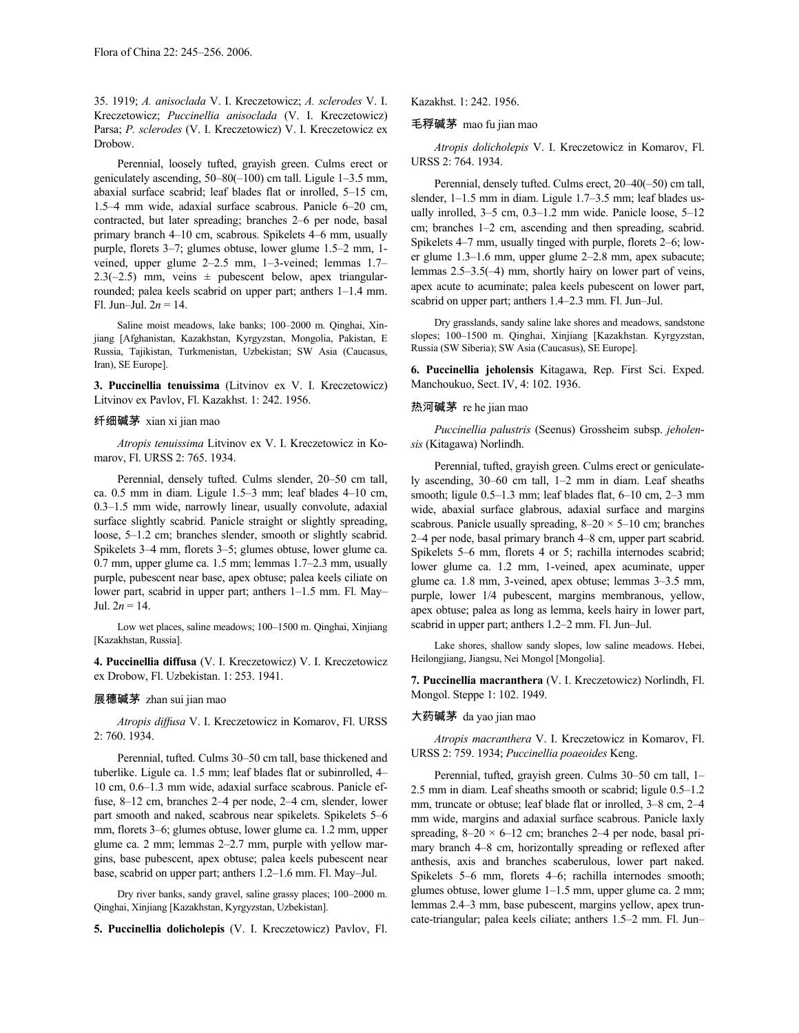35. 1919; *A. anisoclada* V. I. Kreczetowicz; *A. sclerodes* V. I. Kreczetowicz; *Puccinellia anisoclada* (V. I. Kreczetowicz) Parsa; *P. sclerodes* (V. I. Kreczetowicz) V. I. Kreczetowicz ex Drobow.

Perennial, loosely tufted, grayish green. Culms erect or geniculately ascending, 50–80(–100) cm tall. Ligule 1–3.5 mm, abaxial surface scabrid; leaf blades flat or inrolled, 5–15 cm, 1.5–4 mm wide, adaxial surface scabrous. Panicle 6–20 cm, contracted, but later spreading; branches 2–6 per node, basal primary branch 4–10 cm, scabrous. Spikelets 4–6 mm, usually purple, florets 3–7; glumes obtuse, lower glume 1.5–2 mm, 1-veined, upper glume 2–2.5 mm, 1–3-veined; lemmas 1.7–2.3(–2.5) mm, veins ± pubescent below, apex triangular-rounded; palea keels scabrid on upper part; anthers 1–1.4 mm. Fl. Jun–Jul. $2n = 14$.

Saline moist meadows, lake banks; 100–2000 m. Qinghai, Xinjiang [Afghanistan, Kazakhstan, Kyrgyzstan, Mongolia, Pakistan, E Russia, Tajikistan, Turkmenistan, Uzbekistan; SW Asia (Caucasus, Iran), SE Europe].

**3. Puccinellia tenuissima** (Litvinov ex V. I. Kreczetowicz) Litvinov ex Pavlov, Fl. Kazakhst. 1: 242. 1956.

纤细碱茅 xian xi jian mao

*Atropis tenuissima* Litvinov ex V. I. Kreczetowicz in Komarov, Fl. URSS 2: 765. 1934.

Perennial, densely tufted. Culms slender, 20–50 cm tall, ca. 0.5 mm in diam. Ligule 1.5–3 mm; leaf blades 4–10 cm, 0.3–1.5 mm wide, narrowly linear, usually convolute, adaxial surface slightly scabrid. Panicle straight or slightly spreading, loose, 5–1.2 cm; branches slender, smooth or slightly scabrid. Spikelets 3–4 mm, florets 3–5; glumes obtuse, lower glume ca. 0.7 mm, upper glume ca. 1.5 mm; lemmas 1.7–2.3 mm, usually purple, pubescent near base, apex obtuse; palea keels ciliate on lower part, scabrid in upper part; anthers 1–1.5 mm. Fl. May–Jul. $2n = 14$.

Low wet places, saline meadows; 100–1500 m. Qinghai, Xinjiang [Kazakhstan, Russia].

**4. Puccinellia diffusa** (V. I. Kreczetowicz) V. I. Kreczetowicz ex Drobow, Fl. Uzbekistan. 1: 253. 1941.

展穗碱茅 zhan sui jian mao

*Atropis diffusa* V. I. Kreczetowicz in Komarov, Fl. URSS 2: 760. 1934.

Perennial, tufted. Culms 30–50 cm tall, base thickened and tuberlike. Ligule ca. 1.5 mm; leaf blades flat or subinrolled, 4–10 cm, 0.6–1.3 mm wide, adaxial surface scabrous. Panicle effuse, 8–12 cm, branches 2–4 per node, 2–4 cm, slender, lower part smooth and naked, scabrous near spikelets. Spikelets 5–6 mm, florets 3–6; glumes obtuse, lower glume ca. 1.2 mm, upper glume ca. 2 mm; lemmas 2–2.7 mm, purple with yellow margins, base pubescent, apex obtuse; palea keels pubescent near base, scabrid on upper part; anthers 1.2–1.6 mm. Fl. May–Jul.

Dry river banks, sandy gravel, saline grassy places; 100–2000 m. Qinghai, Xinjiang [Kazakhstan, Kyrgyzstan, Uzbekistan].

**5. Puccinellia dolicholepis** (V. I. Kreczetowicz) Pavlov, Fl. Kazakhst. 1: 242. 1956.

毛稃碱茅 mao fu jian mao

*Atropis dolicholepis* V. I. Kreczetowicz in Komarov, Fl. URSS 2: 764. 1934.

Perennial, densely tufted. Culms erect, 20–40(–50) cm tall, slender, 1–1.5 mm in diam. Ligule 1.7–3.5 mm; leaf blades usually inrolled, 3–5 cm, 0.3–1.2 mm wide. Panicle loose, 5–12 cm; branches 1–2 cm, ascending and then spreading, scabrid. Spikelets 4–7 mm, usually tinged with purple, florets 2–6; lower glume 1.3–1.6 mm, upper glume 2–2.8 mm, apex subacute; lemmas 2.5–3.5(–4) mm, shortly hairy on lower part of veins, apex acute to acuminate; palea keels pubescent on lower part, scabrid on upper part; anthers 1.4–2.3 mm. Fl. Jun–Jul.

Dry grasslands, sandy saline lake shores and meadows, sandstone slopes; 100–1500 m. Qinghai, Xinjiang [Kazakhstan. Kyrgyzstan, Russia (SW Siberia); SW Asia (Caucasus), SE Europe].

**6. Puccinellia jeholensis** Kitagawa, Rep. First Sci. Exped. Manchoukuo, Sect. IV, 4: 102. 1936.

热河碱茅 re he jian mao

*Puccinellia palustris* (Seenus) Grossheim subsp. *jeholensis* (Kitagawa) Norlindh.

Perennial, tufted, grayish green. Culms erect or geniculately ascending, 30–60 cm tall, 1–2 mm in diam. Leaf sheaths smooth; ligule 0.5–1.3 mm; leaf blades flat, 6–10 cm, 2–3 mm wide, abaxial surface glabrous, adaxial surface and margins scabrous. Panicle usually spreading, 8–20 × 5–10 cm; branches 2–4 per node, basal primary branch 4–8 cm, upper part scabrid. Spikelets 5–6 mm, florets 4 or 5; rachilla internodes scabrid; lower glume ca. 1.2 mm, 1-veined, apex acuminate, upper glume ca. 1.8 mm, 3-veined, apex obtuse; lemmas 3–3.5 mm, purple, lower 1/4 pubescent, margins membranous, yellow, apex obtuse; palea as long as lemma, keels hairy in lower part, scabrid in upper part; anthers 1.2–2 mm. Fl. Jun–Jul.

Lake shores, shallow sandy slopes, low saline meadows. Hebei, Heilongjiang, Jiangsu, Nei Mongol [Mongolia].

**7. Puccinellia macranthera** (V. I. Kreczetowicz) Norlindh, Fl. Mongol. Steppe 1: 102. 1949.

大药碱茅 da yao jian mao

*Atropis macranthera* V. I. Kreczetowicz in Komarov, Fl. URSS 2: 759. 1934; *Puccinellia poaeoides* Keng.

Perennial, tufted, grayish green. Culms 30–50 cm tall, 1–2.5 mm in diam. Leaf sheaths smooth or scabrid; ligule 0.5–1.2 mm, truncate or obtuse; leaf blade flat or inrolled, 3–8 cm, 2–4 mm wide, margins and adaxial surface scabrous. Panicle laxly spreading, 8–20 × 6–12 cm; branches 2–4 per node, basal primary branch 4–8 cm, horizontally spreading or reflexed after anthesis, axis and branches scaberulous, lower part naked. Spikelets 5–6 mm, florets 4–6; rachilla internodes smooth; glumes obtuse, lower glume 1–1.5 mm, upper glume ca. 2 mm; lemmas 2.4–3 mm, base pubescent, margins yellow, apex truncate-triangular; palea keels ciliate; anthers 1.5–2 mm. Fl. Jun–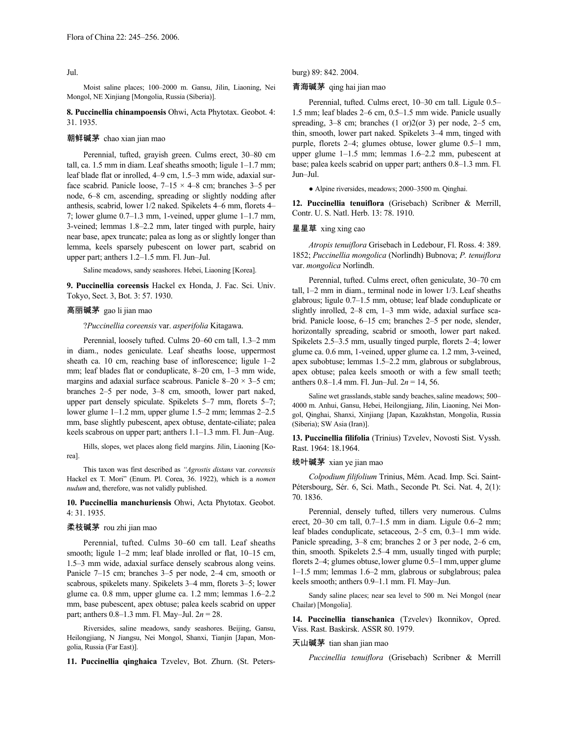Jul.

Moist saline places; 100–2000 m. Gansu, Jilin, Liaoning, Nei Mongol, NE Xinjiang [Mongolia, Russia (Siberia)].

**8. Puccinellia chinampoensis** Ohwi, Acta Phytotax. Geobot. 4: 31. 1935.

朝鲜碱茅 chao xian jian mao

Perennial, tufted, grayish green. Culms erect, 30–80 cm tall, ca. 1.5 mm in diam. Leaf sheaths smooth; ligule 1–1.7 mm; leaf blade flat or inrolled, 4–9 cm, 1.5–3 mm wide, adaxial surface scabrid. Panicle loose, 7–15 × 4–8 cm; branches 3–5 per node, 6–8 cm, ascending, spreading or slightly nodding after anthesis, scabrid, lower 1/2 naked. Spikelets 4–6 mm, florets 4–7; lower glume 0.7–1.3 mm, 1-veined, upper glume 1–1.7 mm, 3-veined; lemmas 1.8–2.2 mm, later tinged with purple, hairy near base, apex truncate; palea as long as or slightly longer than lemma, keels sparsely pubescent on lower part, scabrid on upper part; anthers 1.2–1.5 mm. Fl. Jun–Jul.

Saline meadows, sandy seashores. Hebei, Liaoning [Korea].

**9. Puccinellia coreensis** Hackel ex Honda, J. Fac. Sci. Univ. Tokyo, Sect. 3, Bot. 3: 57. 1930.

高丽碱茅 gao li jian mao

?*Puccinellia coreensis* var. *asperifolia* Kitagawa.

Perennial, loosely tufted. Culms 20–60 cm tall, 1.3–2 mm in diam., nodes geniculate. Leaf sheaths loose, uppermost sheath ca. 10 cm, reaching base of inflorescence; ligule 1–2 mm; leaf blades flat or conduplicate, 8–20 cm, 1–3 mm wide, margins and adaxial surface scabrous. Panicle 8–20 × 3–5 cm; branches 2–5 per node, 3–8 cm, smooth, lower part naked, upper part densely spiculate. Spikelets 5–7 mm, florets 5–7; lower glume 1–1.2 mm, upper glume 1.5–2 mm; lemmas 2–2.5 mm, base slightly pubescent, apex obtuse, dentate-ciliate; palea keels scabrous on upper part; anthers 1.1–1.3 mm. Fl. Jun–Aug.

Hills, slopes, wet places along field margins. Jilin, Liaoning [Korea].

This taxon was first described as *"Agrostis distans* var. *coreensis* Hackel ex T. Mori" (Enum. Pl. Corea, 36. 1922), which is a *nomen nudum* and, therefore, was not validly published.

**10. Puccinellia manchuriensis** Ohwi, Acta Phytotax. Geobot. 4: 31. 1935.

柔枝碱茅 rou zhi jian mao

Perennial, tufted. Culms 30–60 cm tall. Leaf sheaths smooth; ligule 1–2 mm; leaf blade inrolled or flat, 10–15 cm, 1.5–3 mm wide, adaxial surface densely scabrous along veins. Panicle 7–15 cm; branches 3–5 per node, 2–4 cm, smooth or scabrous, spikelets many. Spikelets 3–4 mm, florets 3–5; lower glume ca. 0.8 mm, upper glume ca. 1.2 mm; lemmas 1.6–2.2 mm, base pubescent, apex obtuse; palea keels scabrid on upper part; anthers 0.8–1.3 mm. Fl. May–Jul. 2*n* = 28.

Riversides, saline meadows, sandy seashores. Beijing, Gansu, Heilongjiang, N Jiangsu, Nei Mongol, Shanxi, Tianjin [Japan, Mongolia, Russia (Far East)].

**11. Puccinellia qinghaica** Tzvelev, Bot. Zhurn. (St. Petersburg) 89: 842. 2004.

青海碱茅 qing hai jian mao

Perennial, tufted. Culms erect, 10–30 cm tall. Ligule 0.5–1.5 mm; leaf blades 2–6 cm, 0.5–1.5 mm wide. Panicle usually spreading, 3–8 cm; branches (1 or)2(or 3) per node, 2–5 cm, thin, smooth, lower part naked. Spikelets 3–4 mm, tinged with purple, florets 2–4; glumes obtuse, lower glume 0.5–1 mm, upper glume 1–1.5 mm; lemmas 1.6–2.2 mm, pubescent at base; palea keels scabrid on upper part; anthers 0.8–1.3 mm. Fl. Jun–Jul.

● Alpine riversides, meadows; 2000–3500 m. Qinghai.

**12. Puccinellia tenuiflora** (Grisebach) Scribner & Merrill, Contr. U. S. Natl. Herb. 13: 78. 1910.

星星草 xing xing cao

*Atropis tenuiflora* Grisebach in Ledebour, Fl. Ross. 4: 389. 1852; *Puccinellia mongolica* (Norlindh) Bubnova; *P. tenuiflora* var. *mongolica* Norlindh.

Perennial, tufted. Culms erect, often geniculate, 30–70 cm tall, 1–2 mm in diam., terminal node in lower 1/3. Leaf sheaths glabrous; ligule 0.7–1.5 mm, obtuse; leaf blade conduplicate or slightly inrolled, 2–8 cm, 1–3 mm wide, adaxial surface scabrid. Panicle loose, 6–15 cm; branches 2–5 per node, slender, horizontally spreading, scabrid or smooth, lower part naked. Spikelets 2.5–3.5 mm, usually tinged purple, florets 2–4; lower glume ca. 0.6 mm, 1-veined, upper glume ca. 1.2 mm, 3-veined, apex subobtuse; lemmas 1.5–2.2 mm, glabrous or subglabrous, apex obtuse; palea keels smooth or with a few small teeth; anthers 0.8–1.4 mm. Fl. Jun–Jul. 2*n* = 14, 56.

Saline wet grasslands, stable sandy beaches, saline meadows; 500–4000 m. Anhui, Gansu, Hebei, Heilongjiang, Jilin, Liaoning, Nei Mongol, Qinghai, Shanxi, Xinjiang [Japan, Kazakhstan, Mongolia, Russia (Siberia); SW Asia (Iran)].

**13. Puccinellia filifolia** (Trinius) Tzvelev, Novosti Sist. Vyssh. Rast. 1964: 18.1964.

线叶碱茅 xian ye jian mao

*Colpodium filifolium* Trinius, Mém. Acad. Imp. Sci. Saint-Pétersbourg, Sér. 6, Sci. Math., Seconde Pt. Sci. Nat. 4, 2(1): 70. 1836.

Perennial, densely tufted, tillers very numerous. Culms erect, 20–30 cm tall, 0.7–1.5 mm in diam. Ligule 0.6–2 mm; leaf blades conduplicate, setaceous, 2–5 cm, 0.3–1 mm wide. Panicle spreading, 3–8 cm; branches 2 or 3 per node, 2–6 cm, thin, smooth. Spikelets 2.5–4 mm, usually tinged with purple; florets 2–4; glumes obtuse, lower glume 0.5–1 mm, upper glume 1–1.5 mm; lemmas 1.6–2 mm, glabrous or subglabrous; palea keels smooth; anthers 0.9–1.1 mm. Fl. May–Jun.

Sandy saline places; near sea level to 500 m. Nei Mongol (near Chailar) [Mongolia].

**14. Puccinellia tianschanica** (Tzvelev) Ikonnikov, Opred. Viss. Rast. Baskirsk. ASSR 80. 1979.

天山碱茅 tian shan jian mao

*Puccinellia tenuiflora* (Grisebach) Scribner & Merrill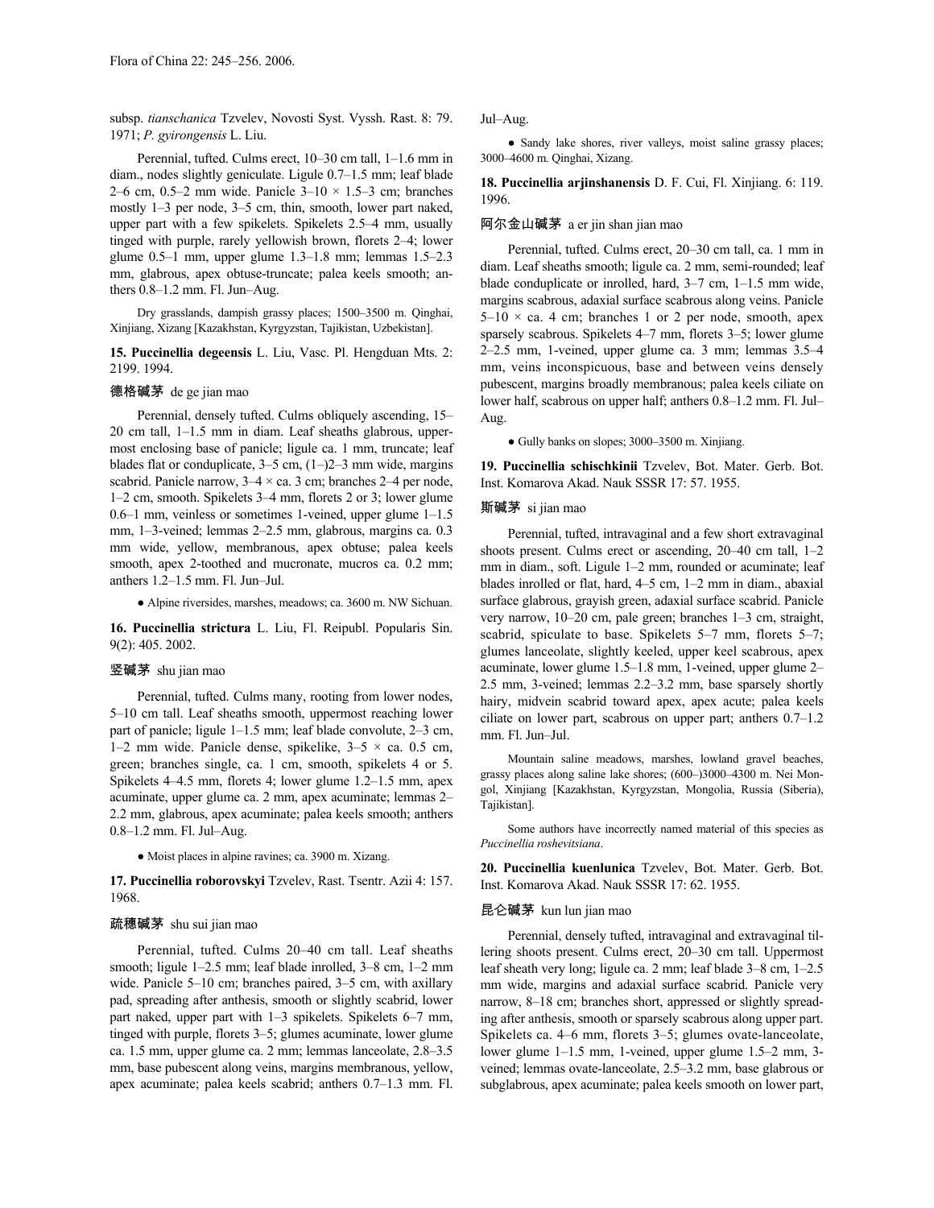subsp. *tianschanica* Tzvelev, Novosti Syst. Vyssh. Rast. 8: 79. 1971; *P. gyirongensis* L. Liu.

Perennial, tufted. Culms erect, 10–30 cm tall, 1–1.6 mm in diam., nodes slightly geniculate. Ligule 0.7–1.5 mm; leaf blade 2–6 cm, 0.5–2 mm wide. Panicle 3–10 × 1.5–3 cm; branches mostly 1–3 per node, 3–5 cm, thin, smooth, lower part naked, upper part with a few spikelets. Spikelets 2.5–4 mm, usually tinged with purple, rarely yellowish brown, florets 2–4; lower glume 0.5–1 mm, upper glume 1.3–1.8 mm; lemmas 1.5–2.3 mm, glabrous, apex obtuse-truncate; palea keels smooth; anthers 0.8–1.2 mm. Fl. Jun–Aug.

Dry grasslands, dampish grassy places; 1500–3500 m. Qinghai, Xinjiang, Xizang [Kazakhstan, Kyrgyzstan, Tajikistan, Uzbekistan].

**15. Puccinellia degeensis** L. Liu, Vasc. Pl. Hengduan Mts. 2: 2199. 1994.

德格碱茅 de ge jian mao

Perennial, densely tufted. Culms obliquely ascending, 15–20 cm tall, 1–1.5 mm in diam. Leaf sheaths glabrous, uppermost enclosing base of panicle; ligule ca. 1 mm, truncate; leaf blades flat or conduplicate, 3–5 cm, (1–)2–3 mm wide, margins scabrid. Panicle narrow, 3–4 × ca. 3 cm; branches 2–4 per node, 1–2 cm, smooth. Spikelets 3–4 mm, florets 2 or 3; lower glume 0.6–1 mm, veinless or sometimes 1-veined, upper glume 1–1.5 mm, 1–3-veined; lemmas 2–2.5 mm, glabrous, margins ca. 0.3 mm wide, yellow, membranous, apex obtuse; palea keels smooth, apex 2-toothed and mucronate, mucros ca. 0.2 mm; anthers 1.2–1.5 mm. Fl. Jun–Jul.

● Alpine riversides, marshes, meadows; ca. 3600 m. NW Sichuan.

**16. Puccinellia strictura** L. Liu, Fl. Reipubl. Popularis Sin. 9(2): 405. 2002.

竖碱茅 shu jian mao

Perennial, tufted. Culms many, rooting from lower nodes, 5–10 cm tall. Leaf sheaths smooth, uppermost reaching lower part of panicle; ligule 1–1.5 mm; leaf blade convolute, 2–3 cm, 1–2 mm wide. Panicle dense, spikelike, 3–5 × ca. 0.5 cm, green; branches single, ca. 1 cm, smooth, spikelets 4 or 5. Spikelets 4–4.5 mm, florets 4; lower glume 1.2–1.5 mm, apex acuminate, upper glume ca. 2 mm, apex acuminate; lemmas 2–2.2 mm, glabrous, apex acuminate; palea keels smooth; anthers 0.8–1.2 mm. Fl. Jul–Aug.

● Moist places in alpine ravines; ca. 3900 m. Xizang.

**17. Puccinellia roborovskyi** Tzvelev, Rast. Tsentr. Azii 4: 157. 1968.

疏穗碱茅 shu sui jian mao

Perennial, tufted. Culms 20–40 cm tall. Leaf sheaths smooth; ligule 1–2.5 mm; leaf blade inrolled, 3–8 cm, 1–2 mm wide. Panicle 5–10 cm; branches paired, 3–5 cm, with axillary pad, spreading after anthesis, smooth or slightly scabrid, lower part naked, upper part with 1–3 spikelets. Spikelets 6–7 mm, tinged with purple, florets 3–5; glumes acuminate, lower glume ca. 1.5 mm, upper glume ca. 2 mm; lemmas lanceolate, 2.8–3.5 mm, base pubescent along veins, margins membranous, yellow, apex acuminate; palea keels scabrid; anthers 0.7–1.3 mm. Fl. Jul–Aug.

● Sandy lake shores, river valleys, moist saline grassy places; 3000–4600 m. Qinghai, Xizang.

**18. Puccinellia arjinshanensis** D. F. Cui, Fl. Xinjiang. 6: 119. 1996.

阿尔金山碱茅 a er jin shan jian mao

Perennial, tufted. Culms erect, 20–30 cm tall, ca. 1 mm in diam. Leaf sheaths smooth; ligule ca. 2 mm, semi-rounded; leaf blade conduplicate or inrolled, hard, 3–7 cm, 1–1.5 mm wide, margins scabrous, adaxial surface scabrous along veins. Panicle 5–10 × ca. 4 cm; branches 1 or 2 per node, smooth, apex sparsely scabrous. Spikelets 4–7 mm, florets 3–5; lower glume 2–2.5 mm, 1-veined, upper glume ca. 3 mm; lemmas 3.5–4 mm, veins inconspicuous, base and between veins densely pubescent, margins broadly membranous; palea keels ciliate on lower half, scabrous on upper half; anthers 0.8–1.2 mm. Fl. Jul–Aug.

● Gully banks on slopes; 3000–3500 m. Xinjiang.

**19. Puccinellia schischkinii** Tzvelev, Bot. Mater. Gerb. Bot. Inst. Komarova Akad. Nauk SSSR 17: 57. 1955.

斯碱茅 si jian mao

Perennial, tufted, intravaginal and a few short extravaginal shoots present. Culms erect or ascending, 20–40 cm tall, 1–2 mm in diam., soft. Ligule 1–2 mm, rounded or acuminate; leaf blades inrolled or flat, hard, 4–5 cm, 1–2 mm in diam., abaxial surface glabrous, grayish green, adaxial surface scabrid. Panicle very narrow, 10–20 cm, pale green; branches 1–3 cm, straight, scabrid, spiculate to base. Spikelets 5–7 mm, florets 5–7; glumes lanceolate, slightly keeled, upper keel scabrous, apex acuminate, lower glume 1.5–1.8 mm, 1-veined, upper glume 2–2.5 mm, 3-veined; lemmas 2.2–3.2 mm, base sparsely shortly hairy, midvein scabrid toward apex, apex acute; palea keels ciliate on lower part, scabrous on upper part; anthers 0.7–1.2 mm. Fl. Jun–Jul.

Mountain saline meadows, marshes, lowland gravel beaches, grassy places along saline lake shores; (600–)3000–4300 m. Nei Mongol, Xinjiang [Kazakhstan, Kyrgyzstan, Mongolia, Russia (Siberia), Tajikistan].

Some authors have incorrectly named material of this species as *Puccinellia roshevitsiana*.

**20. Puccinellia kuenlunica** Tzvelev, Bot. Mater. Gerb. Bot. Inst. Komarova Akad. Nauk SSSR 17: 62. 1955.

昆仑碱茅 kun lun jian mao

Perennial, densely tufted, intravaginal and extravaginal tillering shoots present. Culms erect, 20–30 cm tall. Uppermost leaf sheath very long; ligule ca. 2 mm; leaf blade 3–8 cm, 1–2.5 mm wide, margins and adaxial surface scabrid. Panicle very narrow, 8–18 cm; branches short, appressed or slightly spreading after anthesis, smooth or sparsely scabrous along upper part. Spikelets ca. 4–6 mm, florets 3–5; glumes ovate-lanceolate, lower glume 1–1.5 mm, 1-veined, upper glume 1.5–2 mm, 3-veined; lemmas ovate-lanceolate, 2.5–3.2 mm, base glabrous or subglabrous, apex acuminate; palea keels smooth on lower part,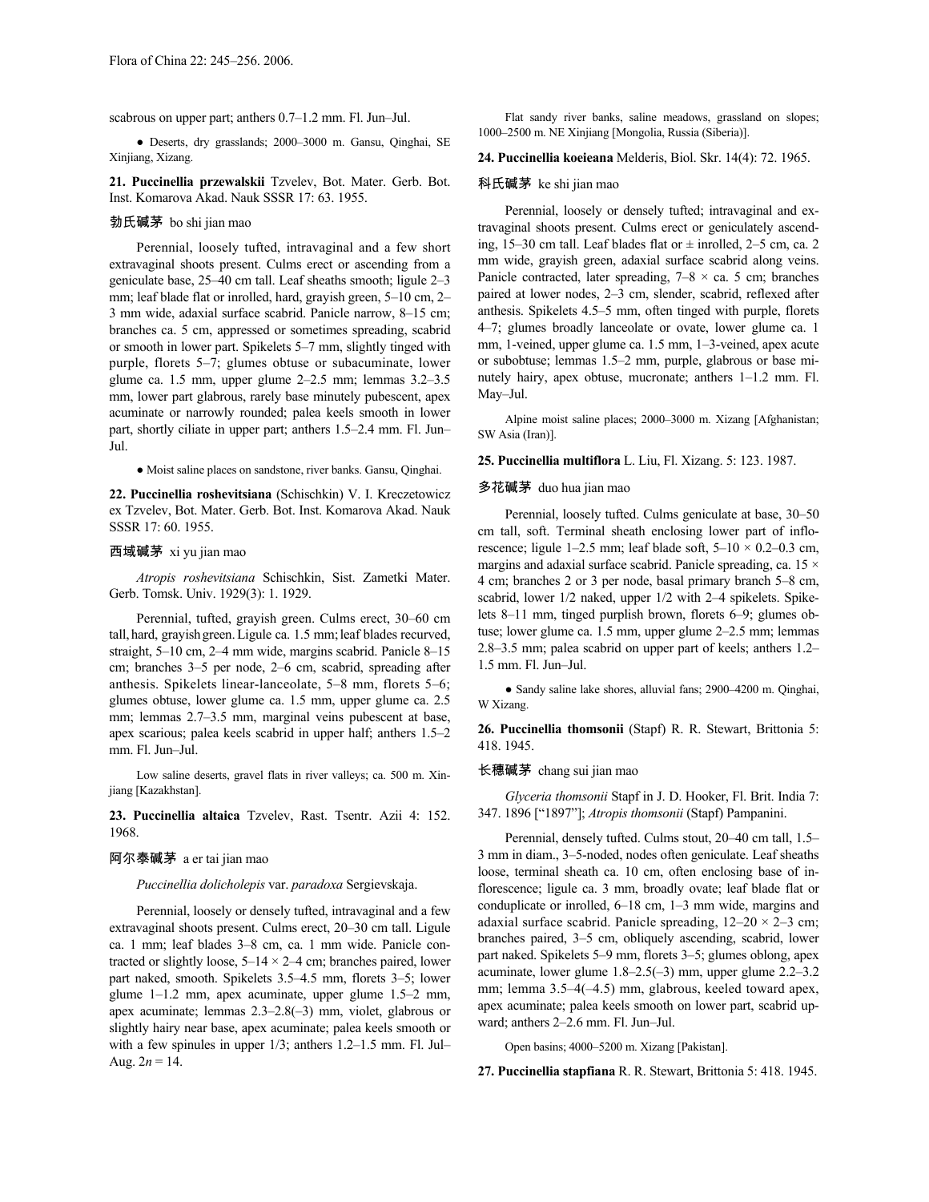scabrous on upper part; anthers 0.7–1.2 mm. Fl. Jun–Jul.

● Deserts, dry grasslands; 2000–3000 m. Gansu, Qinghai, SE Xinjiang, Xizang.

**21. Puccinellia przewalskii** Tzvelev, Bot. Mater. Gerb. Bot. Inst. Komarova Akad. Nauk SSSR 17: 63. 1955.

勃氏碱茅 bo shi jian mao

Perennial, loosely tufted, intravaginal and a few short extravaginal shoots present. Culms erect or ascending from a geniculate base, 25–40 cm tall. Leaf sheaths smooth; ligule 2–3 mm; leaf blade flat or inrolled, hard, grayish green, 5–10 cm, 2–3 mm wide, adaxial surface scabrid. Panicle narrow, 8–15 cm; branches ca. 5 cm, appressed or sometimes spreading, scabrid or smooth in lower part. Spikelets 5–7 mm, slightly tinged with purple, florets 5–7; glumes obtuse or subacuminate, lower glume ca. 1.5 mm, upper glume 2–2.5 mm; lemmas 3.2–3.5 mm, lower part glabrous, rarely base minutely pubescent, apex acuminate or narrowly rounded; palea keels smooth in lower part, shortly ciliate in upper part; anthers 1.5–2.4 mm. Fl. Jun–Jul.

● Moist saline places on sandstone, river banks. Gansu, Qinghai.

**22. Puccinellia roshevitsiana** (Schischkin) V. I. Kreczetowicz ex Tzvelev, Bot. Mater. Gerb. Bot. Inst. Komarova Akad. Nauk SSSR 17: 60. 1955.

西域碱茅 xi yu jian mao

*Atropis roshevitsiana* Schischkin, Sist. Zametki Mater. Gerb. Tomsk. Univ. 1929(3): 1. 1929.

Perennial, tufted, grayish green. Culms erect, 30–60 cm tall, hard, grayish green. Ligule ca. 1.5 mm; leaf blades recurved, straight, 5–10 cm, 2–4 mm wide, margins scabrid. Panicle 8–15 cm; branches 3–5 per node, 2–6 cm, scabrid, spreading after anthesis. Spikelets linear-lanceolate, 5–8 mm, florets 5–6; glumes obtuse, lower glume ca. 1.5 mm, upper glume ca. 2.5 mm; lemmas 2.7–3.5 mm, marginal veins pubescent at base, apex scarious; palea keels scabrid in upper half; anthers 1.5–2 mm. Fl. Jun–Jul.

Low saline deserts, gravel flats in river valleys; ca. 500 m. Xinjiang [Kazakhstan].

**23. Puccinellia altaica** Tzvelev, Rast. Tsentr. Azii 4: 152. 1968.

阿尔泰碱茅 a er tai jian mao

*Puccinellia dolicholepis* var. *paradoxa* Sergievskaja.

Perennial, loosely or densely tufted, intravaginal and a few extravaginal shoots present. Culms erect, 20–30 cm tall. Ligule ca. 1 mm; leaf blades 3–8 cm, ca. 1 mm wide. Panicle contracted or slightly loose, 5–14 × 2–4 cm; branches paired, lower part naked, smooth. Spikelets 3.5–4.5 mm, florets 3–5; lower glume 1–1.2 mm, apex acuminate, upper glume 1.5–2 mm, apex acuminate; lemmas 2.3–2.8(–3) mm, violet, glabrous or slightly hairy near base, apex acuminate; palea keels smooth or with a few spinules in upper 1/3; anthers 1.2–1.5 mm. Fl. Jul–Aug. $2n = 14$.

Flat sandy river banks, saline meadows, grassland on slopes; 1000–2500 m. NE Xinjiang [Mongolia, Russia (Siberia)].

**24. Puccinellia koeieana** Melderis, Biol. Skr. 14(4): 72. 1965.

科氏碱茅 ke shi jian mao

Perennial, loosely or densely tufted; intravaginal and extravaginal shoots present. Culms erect or geniculately ascending, 15–30 cm tall. Leaf blades flat or ± inrolled, 2–5 cm, ca. 2 mm wide, grayish green, adaxial surface scabrid along veins. Panicle contracted, later spreading, 7–8 × ca. 5 cm; branches paired at lower nodes, 2–3 cm, slender, scabrid, reflexed after anthesis. Spikelets 4.5–5 mm, often tinged with purple, florets 4–7; glumes broadly lanceolate or ovate, lower glume ca. 1 mm, 1-veined, upper glume ca. 1.5 mm, 1–3-veined, apex acute or subobtuse; lemmas 1.5–2 mm, purple, glabrous or base minutely hairy, apex obtuse, mucronate; anthers 1–1.2 mm. Fl. May–Jul.

Alpine moist saline places; 2000–3000 m. Xizang [Afghanistan; SW Asia (Iran)].

**25. Puccinellia multiflora** L. Liu, Fl. Xizang. 5: 123. 1987.

多花碱茅 duo hua jian mao

Perennial, loosely tufted. Culms geniculate at base, 30–50 cm tall, soft. Terminal sheath enclosing lower part of inflorescence; ligule 1–2.5 mm; leaf blade soft, 5–10 × 0.2–0.3 cm, margins and adaxial surface scabrid. Panicle spreading, ca. 15 × 4 cm; branches 2 or 3 per node, basal primary branch 5–8 cm, scabrid, lower 1/2 naked, upper 1/2 with 2–4 spikelets. Spikelets 8–11 mm, tinged purplish brown, florets 6–9; glumes obtuse; lower glume ca. 1.5 mm, upper glume 2–2.5 mm; lemmas 2.8–3.5 mm; palea scabrid on upper part of keels; anthers 1.2–1.5 mm. Fl. Jun–Jul.

● Sandy saline lake shores, alluvial fans; 2900–4200 m. Qinghai, W Xizang.

**26. Puccinellia thomsonii** (Stapf) R. R. Stewart, Brittonia 5: 418. 1945.

长穗碱茅 chang sui jian mao

*Glyceria thomsonii* Stapf in J. D. Hooker, Fl. Brit. India 7: 347. 1896 ["1897"]; *Atropis thomsonii* (Stapf) Pampanini.

Perennial, densely tufted. Culms stout, 20–40 cm tall, 1.5–3 mm in diam., 3–5-noded, nodes often geniculate. Leaf sheaths loose, terminal sheath ca. 10 cm, often enclosing base of inflorescence; ligule ca. 3 mm, broadly ovate; leaf blade flat or conduplicate or inrolled, 6–18 cm, 1–3 mm wide, margins and adaxial surface scabrid. Panicle spreading, 12–20 × 2–3 cm; branches paired, 3–5 cm, obliquely ascending, scabrid, lower part naked. Spikelets 5–9 mm, florets 3–5; glumes oblong, apex acuminate, lower glume 1.8–2.5(–3) mm, upper glume 2.2–3.2 mm; lemma 3.5–4(–4.5) mm, glabrous, keeled toward apex, apex acuminate; palea keels smooth on lower part, scabrid upward; anthers 2–2.6 mm. Fl. Jun–Jul.

Open basins; 4000–5200 m. Xizang [Pakistan].

**27. Puccinellia stapfiana** R. R. Stewart, Brittonia 5: 418. 1945.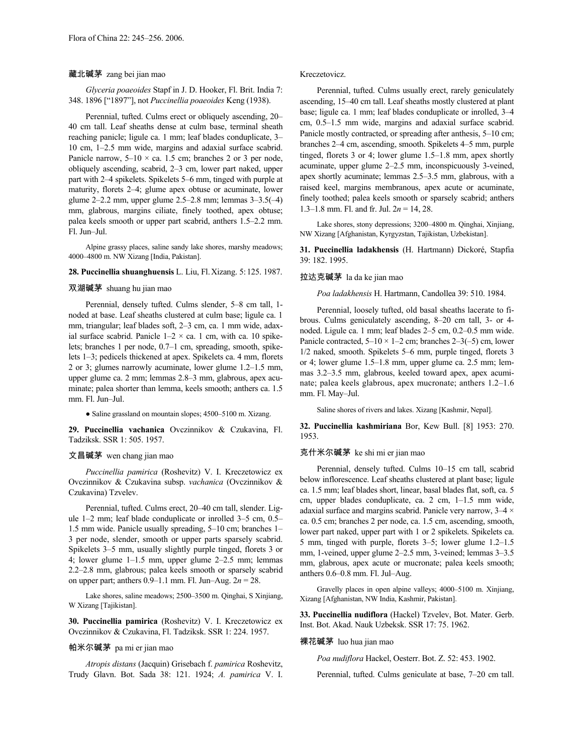藏北碱茅 zang bei jian mao

*Glyceria poaeoides* Stapf in J. D. Hooker, Fl. Brit. India 7: 348. 1896 ["1897"], not *Puccinellia poaeoides* Keng (1938).

Perennial, tufted. Culms erect or obliquely ascending, 20–40 cm tall. Leaf sheaths dense at culm base, terminal sheath reaching panicle; ligule ca. 1 mm; leaf blades conduplicate, 3–10 cm, 1–2.5 mm wide, margins and adaxial surface scabrid. Panicle narrow, 5–10 × ca. 1.5 cm; branches 2 or 3 per node, obliquely ascending, scabrid, 2–3 cm, lower part naked, upper part with 2–4 spikelets. Spikelets 5–6 mm, tinged with purple at maturity, florets 2–4; glume apex obtuse or acuminate, lower glume 2–2.2 mm, upper glume 2.5–2.8 mm; lemmas 3–3.5(–4) mm, glabrous, margins ciliate, finely toothed, apex obtuse; palea keels smooth or upper part scabrid, anthers 1.5–2.2 mm. Fl. Jun–Jul.

Alpine grassy places, saline sandy lake shores, marshy meadows; 4000–4800 m. NW Xizang [India, Pakistan].

**28. Puccinellia shuanghuensis** L. Liu, Fl. Xizang. 5: 125. 1987.

双湖碱茅 shuang hu jian mao

Perennial, densely tufted. Culms slender, 5–8 cm tall, 1-noded at base. Leaf sheaths clustered at culm base; ligule ca. 1 mm, triangular; leaf blades soft, 2–3 cm, ca. 1 mm wide, adaxial surface scabrid. Panicle 1–2 × ca. 1 cm, with ca. 10 spikelets; branches 1 per node, 0.7–1 cm, spreading, smooth, spikelets 1–3; pedicels thickened at apex. Spikelets ca. 4 mm, florets 2 or 3; glumes narrowly acuminate, lower glume 1.2–1.5 mm, upper glume ca. 2 mm; lemmas 2.8–3 mm, glabrous, apex acuminate; palea shorter than lemma, keels smooth; anthers ca. 1.5 mm. Fl. Jun–Jul.

● Saline grassland on mountain slopes; 4500–5100 m. Xizang.

**29. Puccinellia vachanica** Ovczinnikov & Czukavina, Fl. Tadziksk. SSR 1: 505. 1957.

文昌碱茅 wen chang jian mao

*Puccinellia pamirica* (Roshevitz) V. I. Kreczetowicz ex Ovczinnikov & Czukavina subsp. *vachanica* (Ovczinnikov & Czukavina) Tzvelev.

Perennial, tufted. Culms erect, 20–40 cm tall, slender. Ligule 1–2 mm; leaf blade conduplicate or inrolled 3–5 cm, 0.5–1.5 mm wide. Panicle usually spreading, 5–10 cm; branches 1–3 per node, slender, smooth or upper parts sparsely scabrid. Spikelets 3–5 mm, usually slightly purple tinged, florets 3 or 4; lower glume 1–1.5 mm, upper glume 2–2.5 mm; lemmas 2.2–2.8 mm, glabrous; palea keels smooth or sparsely scabrid on upper part; anthers 0.9–1.1 mm. Fl. Jun–Aug. 2*n* = 28.

Lake shores, saline meadows; 2500–3500 m. Qinghai, S Xinjiang, W Xizang [Tajikistan].

**30. Puccinellia pamirica** (Roshevitz) V. I. Kreczetowicz ex Ovczinnikov & Czukavina, Fl. Tadziksk. SSR 1: 224. 1957.

帕米尔碱茅 pa mi er jian mao

*Atropis distans* (Jacquin) Grisebach f. *pamirica* Roshevitz, Trudy Glavn. Bot. Sada 38: 121. 1924; *A. pamirica* V. I. Kreczetovicz.

Perennial, tufted. Culms usually erect, rarely geniculately ascending, 15–40 cm tall. Leaf sheaths mostly clustered at plant base; ligule ca. 1 mm; leaf blades conduplicate or inrolled, 3–4 cm, 0.5–1.5 mm wide, margins and adaxial surface scabrid. Panicle mostly contracted, or spreading after anthesis, 5–10 cm; branches 2–4 cm, ascending, smooth. Spikelets 4–5 mm, purple tinged, florets 3 or 4; lower glume 1.5–1.8 mm, apex shortly acuminate, upper glume 2–2.5 mm, inconspicuously 3-veined, apex shortly acuminate; lemmas 2.5–3.5 mm, glabrous, with a raised keel, margins membranous, apex acute or acuminate, finely toothed; palea keels smooth or sparsely scabrid; anthers 1.3–1.8 mm. Fl. and fr. Jul. 2*n* = 14, 28.

Lake shores, stony depressions; 3200–4800 m. Qinghai, Xinjiang, NW Xizang [Afghanistan, Kyrgyzstan, Tajikistan, Uzbekistan].

**31. Puccinellia ladakhensis** (H. Hartmann) Dickoré, Stapfia 39: 182. 1995.

拉达克碱茅 la da ke jian mao

*Poa ladakhensis* H. Hartmann, Candollea 39: 510. 1984.

Perennial, loosely tufted, old basal sheaths lacerate to fibrous. Culms geniculately ascending, 8–20 cm tall, 3- or 4-noded. Ligule ca. 1 mm; leaf blades 2–5 cm, 0.2–0.5 mm wide. Panicle contracted, 5–10 × 1–2 cm; branches 2–3(–5) cm, lower 1/2 naked, smooth. Spikelets 5–6 mm, purple tinged, florets 3 or 4; lower glume 1.5–1.8 mm, upper glume ca. 2.5 mm; lemmas 3.2–3.5 mm, glabrous, keeled toward apex, apex acuminate; palea keels glabrous, apex mucronate; anthers 1.2–1.6 mm. Fl. May–Jul.

Saline shores of rivers and lakes. Xizang [Kashmir, Nepal].

**32. Puccinellia kashmiriana** Bor, Kew Bull. [8] 1953: 270. 1953.

克什米尔碱茅 ke shi mi er jian mao

Perennial, densely tufted. Culms 10–15 cm tall, scabrid below inflorescence. Leaf sheaths clustered at plant base; ligule ca. 1.5 mm; leaf blades short, linear, basal blades flat, soft, ca. 5 cm, upper blades conduplicate, ca. 2 cm, 1–1.5 mm wide, adaxial surface and margins scabrid. Panicle very narrow, 3–4 × ca. 0.5 cm; branches 2 per node, ca. 1.5 cm, ascending, smooth, lower part naked, upper part with 1 or 2 spikelets. Spikelets ca. 5 mm, tinged with purple, florets 3–5; lower glume 1.2–1.5 mm, 1-veined, upper glume 2–2.5 mm, 3-veined; lemmas 3–3.5 mm, glabrous, apex acute or mucronate; palea keels smooth; anthers 0.6–0.8 mm. Fl. Jul–Aug.

Gravelly places in open alpine valleys; 4000–5100 m. Xinjiang, Xizang [Afghanistan, NW India, Kashmir, Pakistan].

**33. Puccinellia nudiflora** (Hackel) Tzvelev, Bot. Mater. Gerb. Inst. Bot. Akad. Nauk Uzbeksk. SSR 17: 75. 1962.

裸花碱茅 luo hua jian mao

*Poa nudiflora* Hackel, Oesterr. Bot. Z. 52: 453. 1902.

Perennial, tufted. Culms geniculate at base, 7–20 cm tall.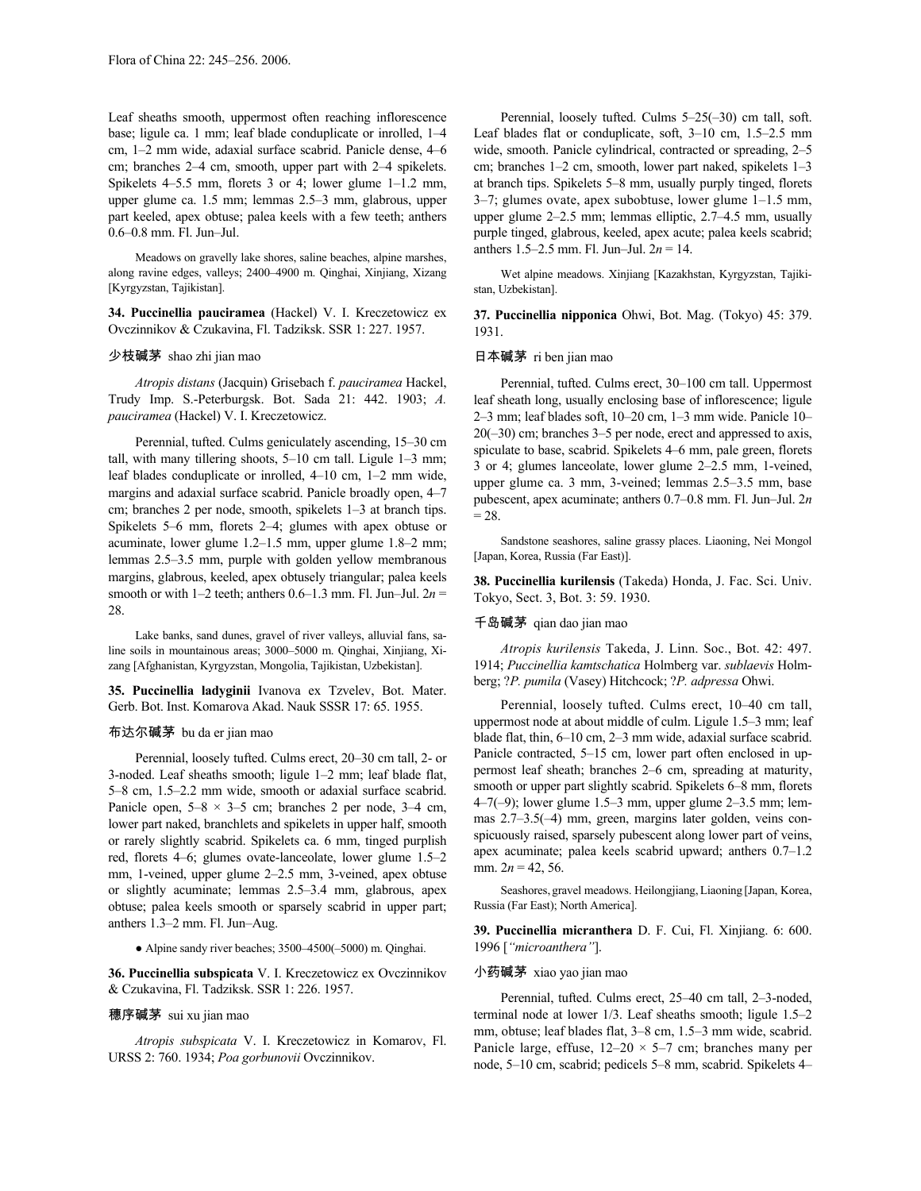Leaf sheaths smooth, uppermost often reaching inflorescence base; ligule ca. 1 mm; leaf blade conduplicate or inrolled, 1–4 cm, 1–2 mm wide, adaxial surface scabrid. Panicle dense, 4–6 cm; branches 2–4 cm, smooth, upper part with 2–4 spikelets. Spikelets 4–5.5 mm, florets 3 or 4; lower glume 1–1.2 mm, upper glume ca. 1.5 mm; lemmas 2.5–3 mm, glabrous, upper part keeled, apex obtuse; palea keels with a few teeth; anthers 0.6–0.8 mm. Fl. Jun–Jul.

Meadows on gravelly lake shores, saline beaches, alpine marshes, along ravine edges, valleys; 2400–4900 m. Qinghai, Xinjiang, Xizang [Kyrgyzstan, Tajikistan].

**34. Puccinellia pauciramea** (Hackel) V. I. Kreczetowicz ex Ovczinnikov & Czukavina, Fl. Tadziksk. SSR 1: 227. 1957.

少枝碱茅 shao zhi jian mao

*Atropis distans* (Jacquin) Grisebach f. *pauciramea* Hackel, Trudy Imp. S.-Peterburgsk. Bot. Sada 21: 442. 1903; *A. pauciramea* (Hackel) V. I. Kreczetowicz.

Perennial, tufted. Culms geniculately ascending, 15–30 cm tall, with many tillering shoots, 5–10 cm tall. Ligule 1–3 mm; leaf blades conduplicate or inrolled, 4–10 cm, 1–2 mm wide, margins and adaxial surface scabrid. Panicle broadly open, 4–7 cm; branches 2 per node, smooth, spikelets 1–3 at branch tips. Spikelets 5–6 mm, florets 2–4; glumes with apex obtuse or acuminate, lower glume 1.2–1.5 mm, upper glume 1.8–2 mm; lemmas 2.5–3.5 mm, purple with golden yellow membranous margins, glabrous, keeled, apex obtusely triangular; palea keels smooth or with 1–2 teeth; anthers 0.6–1.3 mm. Fl. Jun–Jul. 2*n* = 28.

Lake banks, sand dunes, gravel of river valleys, alluvial fans, saline soils in mountainous areas; 3000–5000 m. Qinghai, Xinjiang, Xizang [Afghanistan, Kyrgyzstan, Mongolia, Tajikistan, Uzbekistan].

**35. Puccinellia ladyginii** Ivanova ex Tzvelev, Bot. Mater. Gerb. Bot. Inst. Komarova Akad. Nauk SSSR 17: 65. 1955.

布达尔碱茅 bu da er jian mao

Perennial, loosely tufted. Culms erect, 20–30 cm tall, 2- or 3-noded. Leaf sheaths smooth; ligule 1–2 mm; leaf blade flat, 5–8 cm, 1.5–2.2 mm wide, smooth or adaxial surface scabrid. Panicle open, 5–8 × 3–5 cm; branches 2 per node, 3–4 cm, lower part naked, branchlets and spikelets in upper half, smooth or rarely slightly scabrid. Spikelets ca. 6 mm, tinged purplish red, florets 4–6; glumes ovate-lanceolate, lower glume 1.5–2 mm, 1-veined, upper glume 2–2.5 mm, 3-veined, apex obtuse or slightly acuminate; lemmas 2.5–3.4 mm, glabrous, apex obtuse; palea keels smooth or sparsely scabrid in upper part; anthers 1.3–2 mm. Fl. Jun–Aug.

● Alpine sandy river beaches; 3500–4500(–5000) m. Qinghai.

**36. Puccinellia subspicata** V. I. Kreczetowicz ex Ovczinnikov & Czukavina, Fl. Tadziksk. SSR 1: 226. 1957.

穗序碱茅 sui xu jian mao

*Atropis subspicata* V. I. Kreczetowicz in Komarov, Fl. URSS 2: 760. 1934; *Poa gorbunovii* Ovczinnikov.

Perennial, loosely tufted. Culms 5–25(–30) cm tall, soft. Leaf blades flat or conduplicate, soft, 3–10 cm, 1.5–2.5 mm wide, smooth. Panicle cylindrical, contracted or spreading, 2–5 cm; branches 1–2 cm, smooth, lower part naked, spikelets 1–3 at branch tips. Spikelets 5–8 mm, usually purply tinged, florets 3–7; glumes ovate, apex subobtuse, lower glume 1–1.5 mm, upper glume 2–2.5 mm; lemmas elliptic, 2.7–4.5 mm, usually purple tinged, glabrous, keeled, apex acute; palea keels scabrid; anthers 1.5–2.5 mm. Fl. Jun–Jul. 2*n* = 14.

Wet alpine meadows. Xinjiang [Kazakhstan, Kyrgyzstan, Tajikistan, Uzbekistan].

**37. Puccinellia nipponica** Ohwi, Bot. Mag. (Tokyo) 45: 379. 1931.

日本碱茅 ri ben jian mao

Perennial, tufted. Culms erect, 30–100 cm tall. Uppermost leaf sheath long, usually enclosing base of inflorescence; ligule 2–3 mm; leaf blades soft, 10–20 cm, 1–3 mm wide. Panicle 10–20(–30) cm; branches 3–5 per node, erect and appressed to axis, spiculate to base, scabrid. Spikelets 4–6 mm, pale green, florets 3 or 4; glumes lanceolate, lower glume 2–2.5 mm, 1-veined, upper glume ca. 3 mm, 3-veined; lemmas 2.5–3.5 mm, base pubescent, apex acuminate; anthers 0.7–0.8 mm. Fl. Jun–Jul. 2*n* = 28.

Sandstone seashores, saline grassy places. Liaoning, Nei Mongol [Japan, Korea, Russia (Far East)].

**38. Puccinellia kurilensis** (Takeda) Honda, J. Fac. Sci. Univ. Tokyo, Sect. 3, Bot. 3: 59. 1930.

千岛碱茅 qian dao jian mao

*Atropis kurilensis* Takeda, J. Linn. Soc., Bot. 42: 497. 1914; *Puccinellia kamtschatica* Holmberg var. *sublaevis* Holmberg; ?*P. pumila* (Vasey) Hitchcock; ?*P. adpressa* Ohwi.

Perennial, loosely tufted. Culms erect, 10–40 cm tall, uppermost node at about middle of culm. Ligule 1.5–3 mm; leaf blade flat, thin, 6–10 cm, 2–3 mm wide, adaxial surface scabrid. Panicle contracted, 5–15 cm, lower part often enclosed in uppermost leaf sheath; branches 2–6 cm, spreading at maturity, smooth or upper part slightly scabrid. Spikelets 6–8 mm, florets 4–7(–9); lower glume 1.5–3 mm, upper glume 2–3.5 mm; lemmas 2.7–3.5(–4) mm, green, margins later golden, veins conspicuously raised, sparsely pubescent along lower part of veins, apex acuminate; palea keels scabrid upward; anthers 0.7–1.2 mm. 2*n* = 42, 56.

Seashores, gravel meadows. Heilongjiang, Liaoning [Japan, Korea, Russia (Far East); North America].

**39. Puccinellia micranthera** D. F. Cui, Fl. Xinjiang. 6: 600. 1996 [*"microanthera"*].

小药碱茅 xiao yao jian mao

Perennial, tufted. Culms erect, 25–40 cm tall, 2–3-noded, terminal node at lower 1/3. Leaf sheaths smooth; ligule 1.5–2 mm, obtuse; leaf blades flat, 3–8 cm, 1.5–3 mm wide, scabrid. Panicle large, effuse, 12–20 × 5–7 cm; branches many per node, 5–10 cm, scabrid; pedicels 5–8 mm, scabrid. Spikelets 4–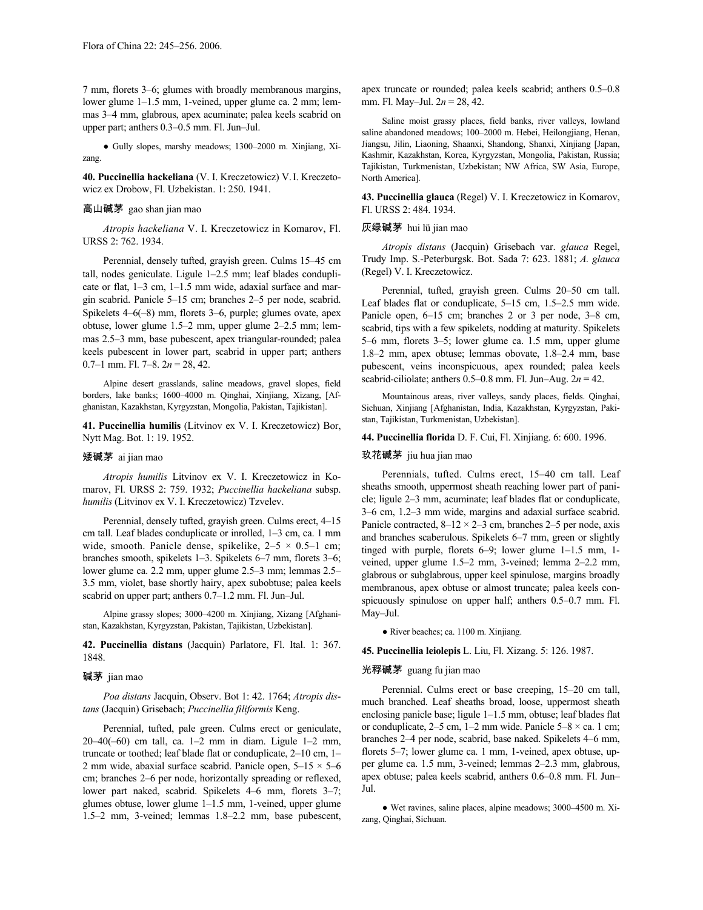7 mm, florets 3–6; glumes with broadly membranous margins, lower glume 1–1.5 mm, 1-veined, upper glume ca. 2 mm; lemmas 3–4 mm, glabrous, apex acuminate; palea keels scabrid on upper part; anthers 0.3–0.5 mm. Fl. Jun–Jul.

● Gully slopes, marshy meadows; 1300–2000 m. Xinjiang, Xizang.

**40. Puccinellia hackeliana** (V. I. Kreczetowicz) V. I. Kreczetowicz ex Drobow, Fl. Uzbekistan. 1: 250. 1941.

高山碱茅 gao shan jian mao

*Atropis hackeliana* V. I. Kreczetowicz in Komarov, Fl. URSS 2: 762. 1934.

Perennial, densely tufted, grayish green. Culms 15–45 cm tall, nodes geniculate. Ligule 1–2.5 mm; leaf blades conduplicate or flat, 1–3 cm, 1–1.5 mm wide, adaxial surface and margin scabrid. Panicle 5–15 cm; branches 2–5 per node, scabrid. Spikelets 4–6(–8) mm, florets 3–6, purple; glumes ovate, apex obtuse, lower glume 1.5–2 mm, upper glume 2–2.5 mm; lemmas 2.5–3 mm, base pubescent, apex triangular-rounded; palea keels pubescent in lower part, scabrid in upper part; anthers 0.7–1 mm. Fl. 7–8. $2n = 28, 42$.

Alpine desert grasslands, saline meadows, gravel slopes, field borders, lake banks; 1600–4000 m. Qinghai, Xinjiang, Xizang, [Afghanistan, Kazakhstan, Kyrgyzstan, Mongolia, Pakistan, Tajikistan].

**41. Puccinellia humilis** (Litvinov ex V. I. Kreczetowicz) Bor, Nytt Mag. Bot. 1: 19. 1952.

矮碱茅 ai jian mao

*Atropis humilis* Litvinov ex V. I. Kreczetowicz in Komarov, Fl. URSS 2: 759. 1932; *Puccinellia hackeliana* subsp. *humilis* (Litvinov ex V. I. Kreczetowicz) Tzvelev.

Perennial, densely tufted, grayish green. Culms erect, 4–15 cm tall. Leaf blades conduplicate or inrolled, 1–3 cm, ca. 1 mm wide, smooth. Panicle dense, spikelike, 2–5 × 0.5–1 cm; branches smooth, spikelets 1–3. Spikelets 6–7 mm, florets 3–6; lower glume ca. 2.2 mm, upper glume 2.5–3 mm; lemmas 2.5–3.5 mm, violet, base shortly hairy, apex subobtuse; palea keels scabrid on upper part; anthers 0.7–1.2 mm. Fl. Jun–Jul.

Alpine grassy slopes; 3000–4200 m. Xinjiang, Xizang [Afghanistan, Kazakhstan, Kyrgyzstan, Pakistan, Tajikistan, Uzbekistan].

**42. Puccinellia distans** (Jacquin) Parlatore, Fl. Ital. 1: 367. 1848.

碱茅 jian mao

*Poa distans* Jacquin, Observ. Bot 1: 42. 1764; *Atropis distans* (Jacquin) Grisebach; *Puccinellia filiformis* Keng.

Perennial, tufted, pale green. Culms erect or geniculate, 20–40(–60) cm tall, ca. 1–2 mm in diam. Ligule 1–2 mm, truncate or toothed; leaf blade flat or conduplicate, 2–10 cm, 1–2 mm wide, abaxial surface scabrid. Panicle open, 5–15 × 5–6 cm; branches 2–6 per node, horizontally spreading or reflexed, lower part naked, scabrid. Spikelets 4–6 mm, florets 3–7; glumes obtuse, lower glume 1–1.5 mm, 1-veined, upper glume 1.5–2 mm, 3-veined; lemmas 1.8–2.2 mm, base pubescent, apex truncate or rounded; palea keels scabrid; anthers 0.5–0.8 mm. Fl. May–Jul. $2n = 28, 42$.

Saline moist grassy places, field banks, river valleys, lowland saline abandoned meadows; 100–2000 m. Hebei, Heilongjiang, Henan, Jiangsu, Jilin, Liaoning, Shaanxi, Shandong, Shanxi, Xinjiang [Japan, Kashmir, Kazakhstan, Korea, Kyrgyzstan, Mongolia, Pakistan, Russia; Tajikistan, Turkmenistan, Uzbekistan; NW Africa, SW Asia, Europe, North America].

**43. Puccinellia glauca** (Regel) V. I. Kreczetowicz in Komarov, Fl. URSS 2: 484. 1934.

灰绿碱茅 hui lü jian mao

*Atropis distans* (Jacquin) Grisebach var. *glauca* Regel, Trudy Imp. S.-Peterburgsk. Bot. Sada 7: 623. 1881; *A. glauca* (Regel) V. I. Kreczetowicz.

Perennial, tufted, grayish green. Culms 20–50 cm tall. Leaf blades flat or conduplicate, 5–15 cm, 1.5–2.5 mm wide. Panicle open, 6–15 cm; branches 2 or 3 per node, 3–8 cm, scabrid, tips with a few spikelets, nodding at maturity. Spikelets 5–6 mm, florets 3–5; lower glume ca. 1.5 mm, upper glume 1.8–2 mm, apex obtuse; lemmas obovate, 1.8–2.4 mm, base pubescent, veins inconspicuous, apex rounded; palea keels scabrid-ciliolate; anthers 0.5–0.8 mm. Fl. Jun–Aug. $2n = 42$.

Mountainous areas, river valleys, sandy places, fields. Qinghai, Sichuan, Xinjiang [Afghanistan, India, Kazakhstan, Kyrgyzstan, Pakistan, Tajikistan, Turkmenistan, Uzbekistan].

**44. Puccinellia florida** D. F. Cui, Fl. Xinjiang. 6: 600. 1996.

玖花碱茅 jiu hua jian mao

Perennials, tufted. Culms erect, 15–40 cm tall. Leaf sheaths smooth, uppermost sheath reaching lower part of panicle; ligule 2–3 mm, acuminate; leaf blades flat or conduplicate, 3–6 cm, 1.2–3 mm wide, margins and adaxial surface scabrid. Panicle contracted, 8–12 × 2–3 cm, branches 2–5 per node, axis and branches scaberulous. Spikelets 6–7 mm, green or slightly tinged with purple, florets 6–9; lower glume 1–1.5 mm, 1-veined, upper glume 1.5–2 mm, 3-veined; lemma 2–2.2 mm, glabrous or subglabrous, upper keel spinulose, margins broadly membranous, apex obtuse or almost truncate; palea keels conspicuously spinulose on upper half; anthers 0.5–0.7 mm. Fl. May–Jul.

● River beaches; ca. 1100 m. Xinjiang.

**45. Puccinellia leiolepis** L. Liu, Fl. Xizang. 5: 126. 1987.

光稃碱茅 guang fu jian mao

Perennial. Culms erect or base creeping, 15–20 cm tall, much branched. Leaf sheaths broad, loose, uppermost sheath enclosing panicle base; ligule 1–1.5 mm, obtuse; leaf blades flat or conduplicate, 2–5 cm, 1–2 mm wide. Panicle 5–8 × ca. 1 cm; branches 2–4 per node, scabrid, base naked. Spikelets 4–6 mm, florets 5–7; lower glume ca. 1 mm, 1-veined, apex obtuse, upper glume ca. 1.5 mm, 3-veined; lemmas 2–2.3 mm, glabrous, apex obtuse; palea keels scabrid, anthers 0.6–0.8 mm. Fl. Jun–Jul.

● Wet ravines, saline places, alpine meadows; 3000–4500 m. Xizang, Qinghai, Sichuan.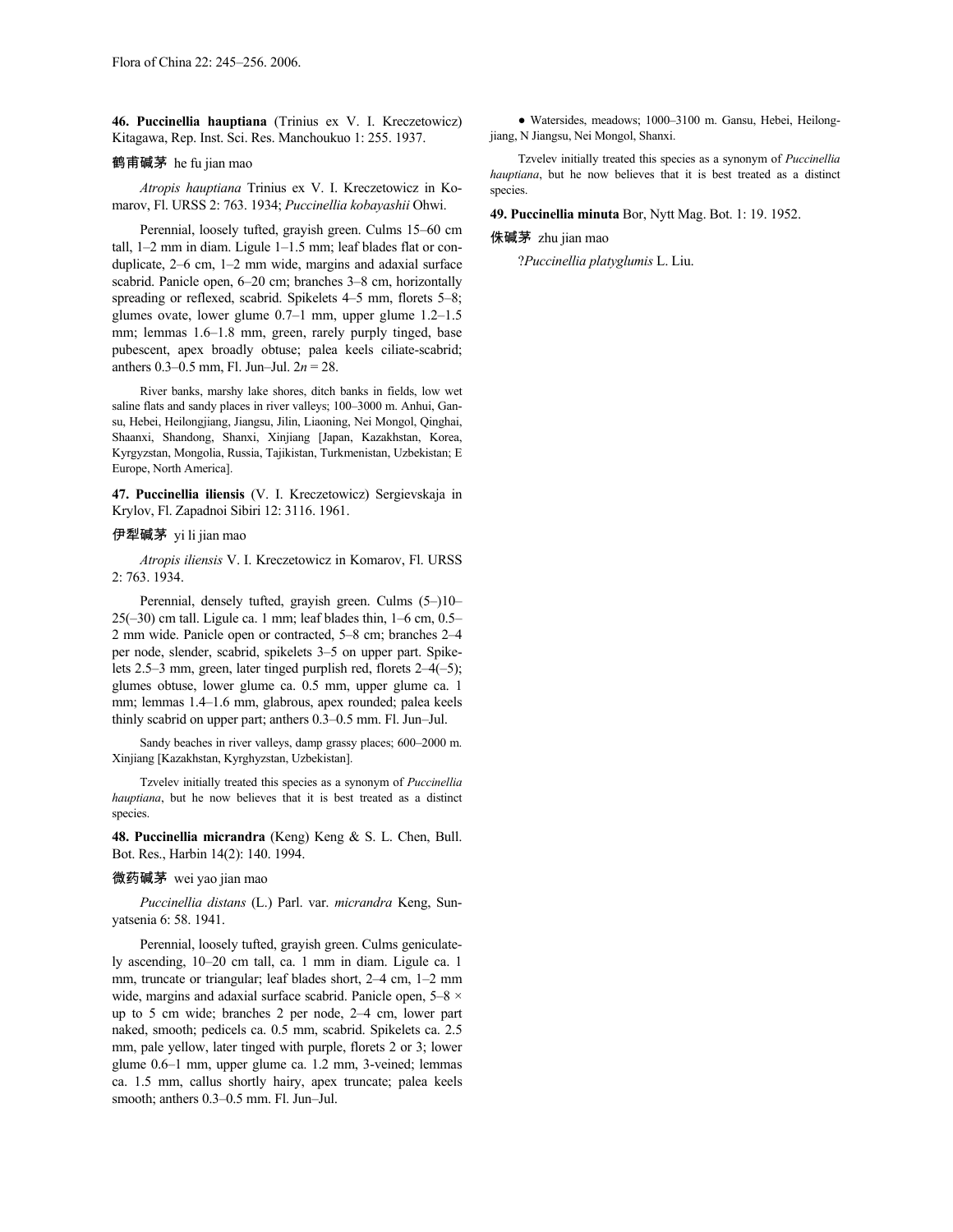**46. Puccinellia hauptiana** (Trinius ex V. I. Kreczetowicz) Kitagawa, Rep. Inst. Sci. Res. Manchoukuo 1: 255. 1937.

鹤甫碱茅 he fu jian mao

*Atropis hauptiana* Trinius ex V. I. Kreczetowicz in Komarov, Fl. URSS 2: 763. 1934; *Puccinellia kobayashii* Ohwi.

Perennial, loosely tufted, grayish green. Culms 15–60 cm tall, 1–2 mm in diam. Ligule 1–1.5 mm; leaf blades flat or conduplicate, 2–6 cm, 1–2 mm wide, margins and adaxial surface scabrid. Panicle open, 6–20 cm; branches 3–8 cm, horizontally spreading or reflexed, scabrid. Spikelets 4–5 mm, florets 5–8; glumes ovate, lower glume 0.7–1 mm, upper glume 1.2–1.5 mm; lemmas 1.6–1.8 mm, green, rarely purply tinged, base pubescent, apex broadly obtuse; palea keels ciliate-scabrid; anthers 0.3–0.5 mm, Fl. Jun–Jul. 2*n* = 28.

River banks, marshy lake shores, ditch banks in fields, low wet saline flats and sandy places in river valleys; 100–3000 m. Anhui, Gansu, Hebei, Heilongjiang, Jiangsu, Jilin, Liaoning, Nei Mongol, Qinghai, Shaanxi, Shandong, Shanxi, Xinjiang [Japan, Kazakhstan, Korea, Kyrgyzstan, Mongolia, Russia, Tajikistan, Turkmenistan, Uzbekistan; E Europe, North America].

**47. Puccinellia iliensis** (V. I. Kreczetowicz) Sergievskaja in Krylov, Fl. Zapadnoi Sibiri 12: 3116. 1961.

伊犁碱茅 yi li jian mao

*Atropis iliensis* V. I. Kreczetowicz in Komarov, Fl. URSS 2: 763. 1934.

Perennial, densely tufted, grayish green. Culms (5–)10–25(–30) cm tall. Ligule ca. 1 mm; leaf blades thin, 1–6 cm, 0.5–2 mm wide. Panicle open or contracted, 5–8 cm; branches 2–4 per node, slender, scabrid, spikelets 3–5 on upper part. Spikelets 2.5–3 mm, green, later tinged purplish red, florets 2–4(–5); glumes obtuse, lower glume ca. 0.5 mm, upper glume ca. 1 mm; lemmas 1.4–1.6 mm, glabrous, apex rounded; palea keels thinly scabrid on upper part; anthers 0.3–0.5 mm. Fl. Jun–Jul.

Sandy beaches in river valleys, damp grassy places; 600–2000 m. Xinjiang [Kazakhstan, Kyrghyzstan, Uzbekistan].

Tzvelev initially treated this species as a synonym of *Puccinellia hauptiana*, but he now believes that it is best treated as a distinct species.

**48. Puccinellia micrandra** (Keng) Keng & S. L. Chen, Bull. Bot. Res., Harbin 14(2): 140. 1994.

微药碱茅 wei yao jian mao

*Puccinellia distans* (L.) Parl. var. *micrandra* Keng, Sunyatsenia 6: 58. 1941.

Perennial, loosely tufted, grayish green. Culms geniculately ascending, 10–20 cm tall, ca. 1 mm in diam. Ligule ca. 1 mm, truncate or triangular; leaf blades short, 2–4 cm, 1–2 mm wide, margins and adaxial surface scabrid. Panicle open, 5–8 × up to 5 cm wide; branches 2 per node, 2–4 cm, lower part naked, smooth; pedicels ca. 0.5 mm, scabrid. Spikelets ca. 2.5 mm, pale yellow, later tinged with purple, florets 2 or 3; lower glume 0.6–1 mm, upper glume ca. 1.2 mm, 3-veined; lemmas ca. 1.5 mm, callus shortly hairy, apex truncate; palea keels smooth; anthers 0.3–0.5 mm. Fl. Jun–Jul.

● Watersides, meadows; 1000–3100 m. Gansu, Hebei, Heilongjiang, N Jiangsu, Nei Mongol, Shanxi.

Tzvelev initially treated this species as a synonym of *Puccinellia hauptiana*, but he now believes that it is best treated as a distinct species.

**49. Puccinellia minuta** Bor, Nytt Mag. Bot. 1: 19. 1952.

侏碱茅 zhu jian mao

?*Puccinellia platyglumis* L. Liu.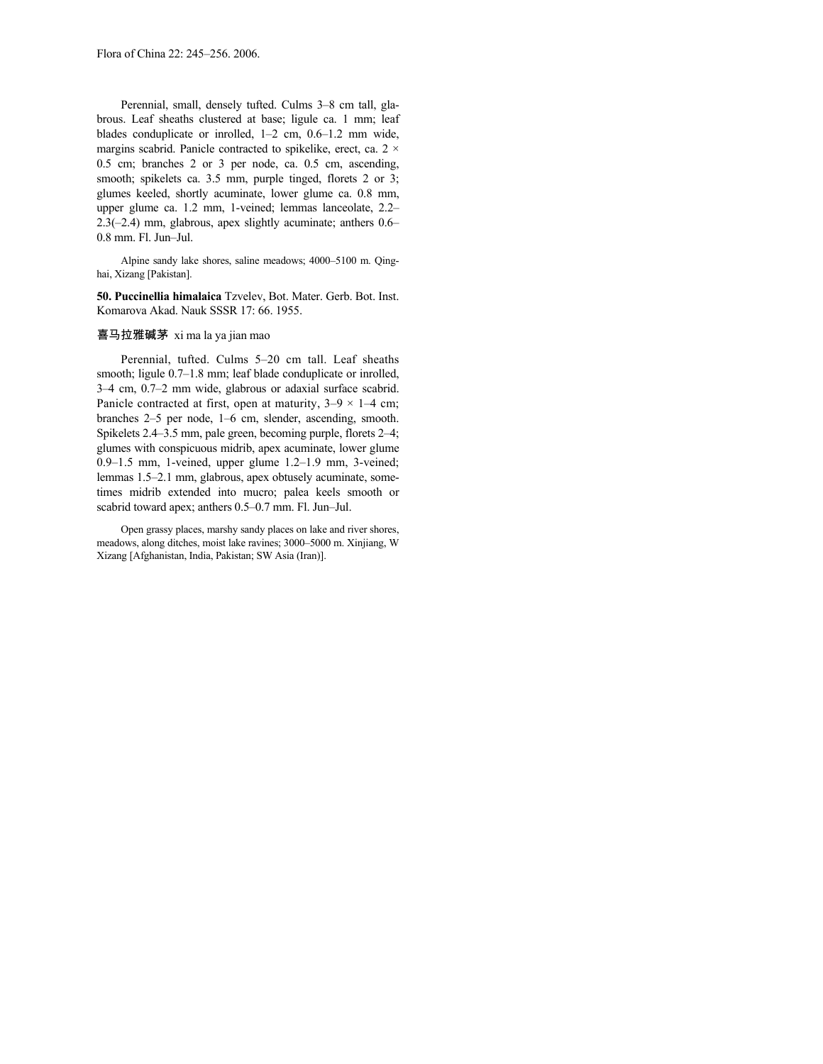Perennial, small, densely tufted. Culms 3–8 cm tall, glabrous. Leaf sheaths clustered at base; ligule ca. 1 mm; leaf blades conduplicate or inrolled, 1–2 cm, 0.6–1.2 mm wide, margins scabrid. Panicle contracted to spikelike, erect, ca. 2 × 0.5 cm; branches 2 or 3 per node, ca. 0.5 cm, ascending, smooth; spikelets ca. 3.5 mm, purple tinged, florets 2 or 3; glumes keeled, shortly acuminate, lower glume ca. 0.8 mm, upper glume ca. 1.2 mm, 1-veined; lemmas lanceolate, 2.2–2.3(–2.4) mm, glabrous, apex slightly acuminate; anthers 0.6–0.8 mm. Fl. Jun–Jul.

Alpine sandy lake shores, saline meadows; 4000–5100 m. Qinghai, Xizang [Pakistan].

**50. Puccinellia himalaica** Tzvelev, Bot. Mater. Gerb. Bot. Inst. Komarova Akad. Nauk SSSR 17: 66. 1955.

喜马拉雅碱茅 xi ma la ya jian mao

Perennial, tufted. Culms 5–20 cm tall. Leaf sheaths smooth; ligule 0.7–1.8 mm; leaf blade conduplicate or inrolled, 3–4 cm, 0.7–2 mm wide, glabrous or adaxial surface scabrid. Panicle contracted at first, open at maturity, 3–9 × 1–4 cm; branches 2–5 per node, 1–6 cm, slender, ascending, smooth. Spikelets 2.4–3.5 mm, pale green, becoming purple, florets 2–4; glumes with conspicuous midrib, apex acuminate, lower glume 0.9–1.5 mm, 1-veined, upper glume 1.2–1.9 mm, 3-veined; lemmas 1.5–2.1 mm, glabrous, apex obtusely acuminate, sometimes midrib extended into mucro; palea keels smooth or scabrid toward apex; anthers 0.5–0.7 mm. Fl. Jun–Jul.

Open grassy places, marshy sandy places on lake and river shores, meadows, along ditches, moist lake ravines; 3000–5000 m. Xinjiang, W Xizang [Afghanistan, India, Pakistan; SW Asia (Iran)].